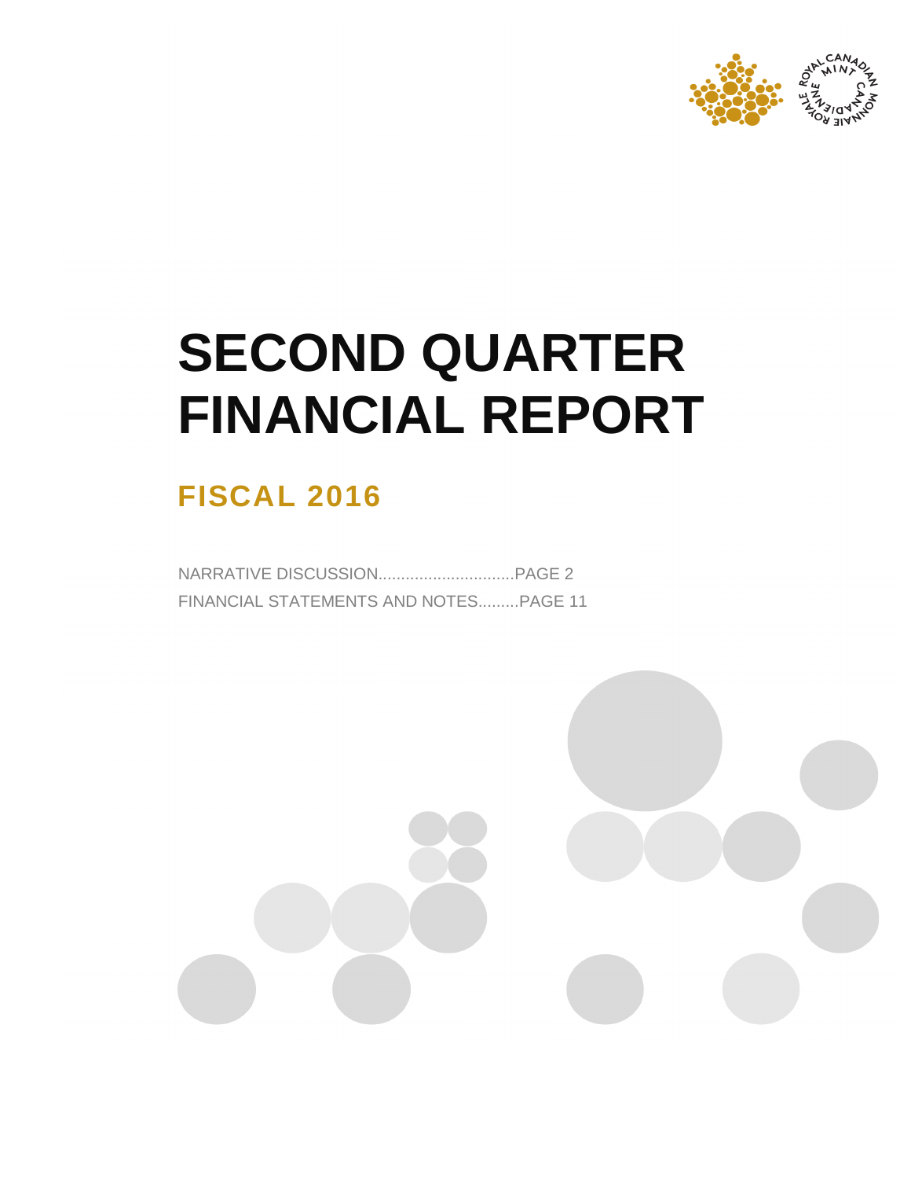# SECOND QUARTER FINANCIAL REPORT

## FISCAL 2016

NARRATIVE DISCUSSION..............................PAGE 2
FINANCIAL STATEMENTS AND NOTES.........PAGE 11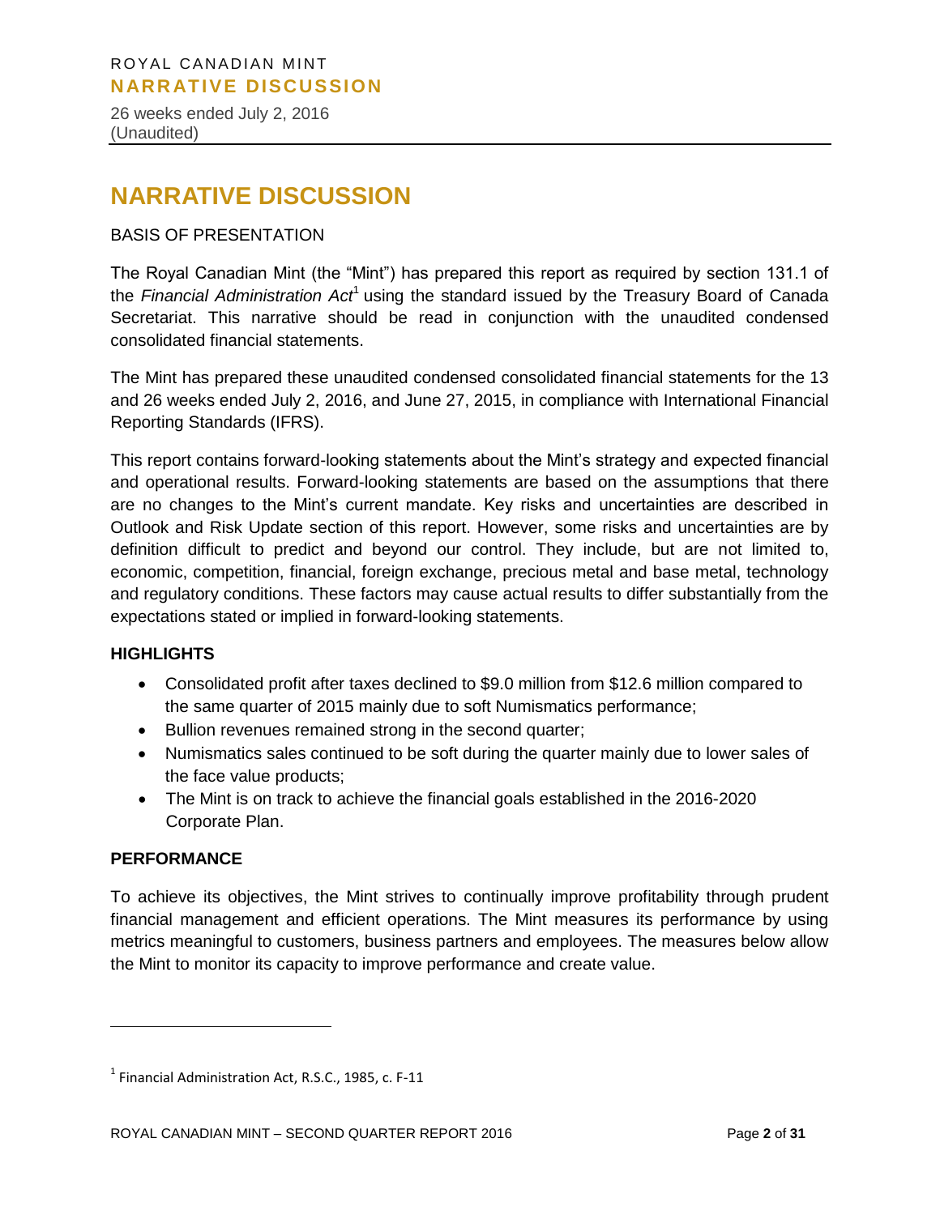# NARRATIVE DISCUSSION

BASIS OF PRESENTATION

The Royal Canadian Mint (the "Mint") has prepared this report as required by section 131.1 of the *Financial Administration Act*[1] using the standard issued by the Treasury Board of Canada Secretariat. This narrative should be read in conjunction with the unaudited condensed consolidated financial statements.

The Mint has prepared these unaudited condensed consolidated financial statements for the 13 and 26 weeks ended July 2, 2016, and June 27, 2015, in compliance with International Financial Reporting Standards (IFRS).

This report contains forward-looking statements about the Mint's strategy and expected financial and operational results. Forward-looking statements are based on the assumptions that there are no changes to the Mint's current mandate. Key risks and uncertainties are described in Outlook and Risk Update section of this report. However, some risks and uncertainties are by definition difficult to predict and beyond our control. They include, but are not limited to, economic, competition, financial, foreign exchange, precious metal and base metal, technology and regulatory conditions. These factors may cause actual results to differ substantially from the expectations stated or implied in forward-looking statements.

**HIGHLIGHTS**

- Consolidated profit after taxes declined to $9.0 million from $12.6 million compared to the same quarter of 2015 mainly due to soft Numismatics performance;
- Bullion revenues remained strong in the second quarter;
- Numismatics sales continued to be soft during the quarter mainly due to lower sales of the face value products;
- The Mint is on track to achieve the financial goals established in the 2016-2020 Corporate Plan.

**PERFORMANCE**

To achieve its objectives, the Mint strives to continually improve profitability through prudent financial management and efficient operations. The Mint measures its performance by using metrics meaningful to customers, business partners and employees. The measures below allow the Mint to monitor its capacity to improve performance and create value.

[1] Financial Administration Act, R.S.C., 1985, c. F-11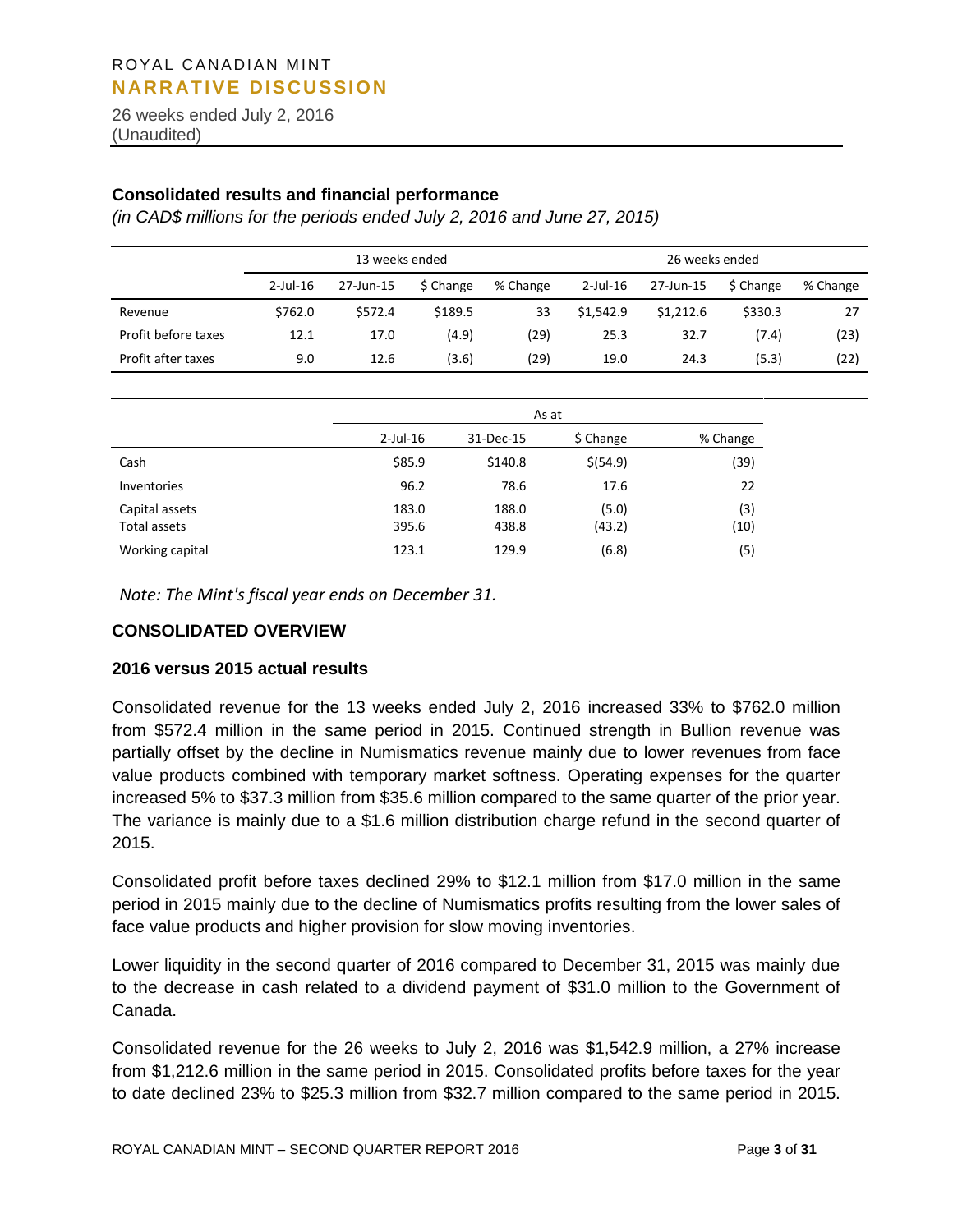## Consolidated results and financial performance

*(in CAD$ millions for the periods ended July 2, 2016 and June 27, 2015)*

| | 13 weeks ended | | | | 26 weeks ended | | | |
|---|---|---|---|---|---|---|---|---|
| | 2-Jul-16 | 27-Jun-15 | $ Change | % Change | 2-Jul-16 | 27-Jun-15 | $ Change | % Change |
| Revenue | $762.0 | $572.4 | $189.5 | 33 | $1,542.9 | $1,212.6 | $330.3 | 27 |
| Profit before taxes | 12.1 | 17.0 | (4.9) | (29) | 25.3 | 32.7 | (7.4) | (23) |
| Profit after taxes | 9.0 | 12.6 | (3.6) | (29) | 19.0 | 24.3 | (5.3) | (22) |

| | As at | | | |
|---|---|---|---|---|
| | 2-Jul-16 | 31-Dec-15 | $ Change | % Change |
| Cash | $85.9 | $140.8 | $(54.9) | (39) |
| Inventories | 96.2 | 78.6 | 17.6 | 22 |
| Capital assets | 183.0 | 188.0 | (5.0) | (3) |
| Total assets | 395.6 | 438.8 | (43.2) | (10) |
| Working capital | 123.1 | 129.9 | (6.8) | (5) |

*Note: The Mint's fiscal year ends on December 31.*

## CONSOLIDATED OVERVIEW

### 2016 versus 2015 actual results

Consolidated revenue for the 13 weeks ended July 2, 2016 increased 33% to $762.0 million from $572.4 million in the same period in 2015. Continued strength in Bullion revenue was partially offset by the decline in Numismatics revenue mainly due to lower revenues from face value products combined with temporary market softness. Operating expenses for the quarter increased 5% to $37.3 million from $35.6 million compared to the same quarter of the prior year. The variance is mainly due to a $1.6 million distribution charge refund in the second quarter of 2015.

Consolidated profit before taxes declined 29% to $12.1 million from $17.0 million in the same period in 2015 mainly due to the decline of Numismatics profits resulting from the lower sales of face value products and higher provision for slow moving inventories.

Lower liquidity in the second quarter of 2016 compared to December 31, 2015 was mainly due to the decrease in cash related to a dividend payment of $31.0 million to the Government of Canada.

Consolidated revenue for the 26 weeks to July 2, 2016 was $1,542.9 million, a 27% increase from $1,212.6 million in the same period in 2015. Consolidated profits before taxes for the year to date declined 23% to $25.3 million from $32.7 million compared to the same period in 2015.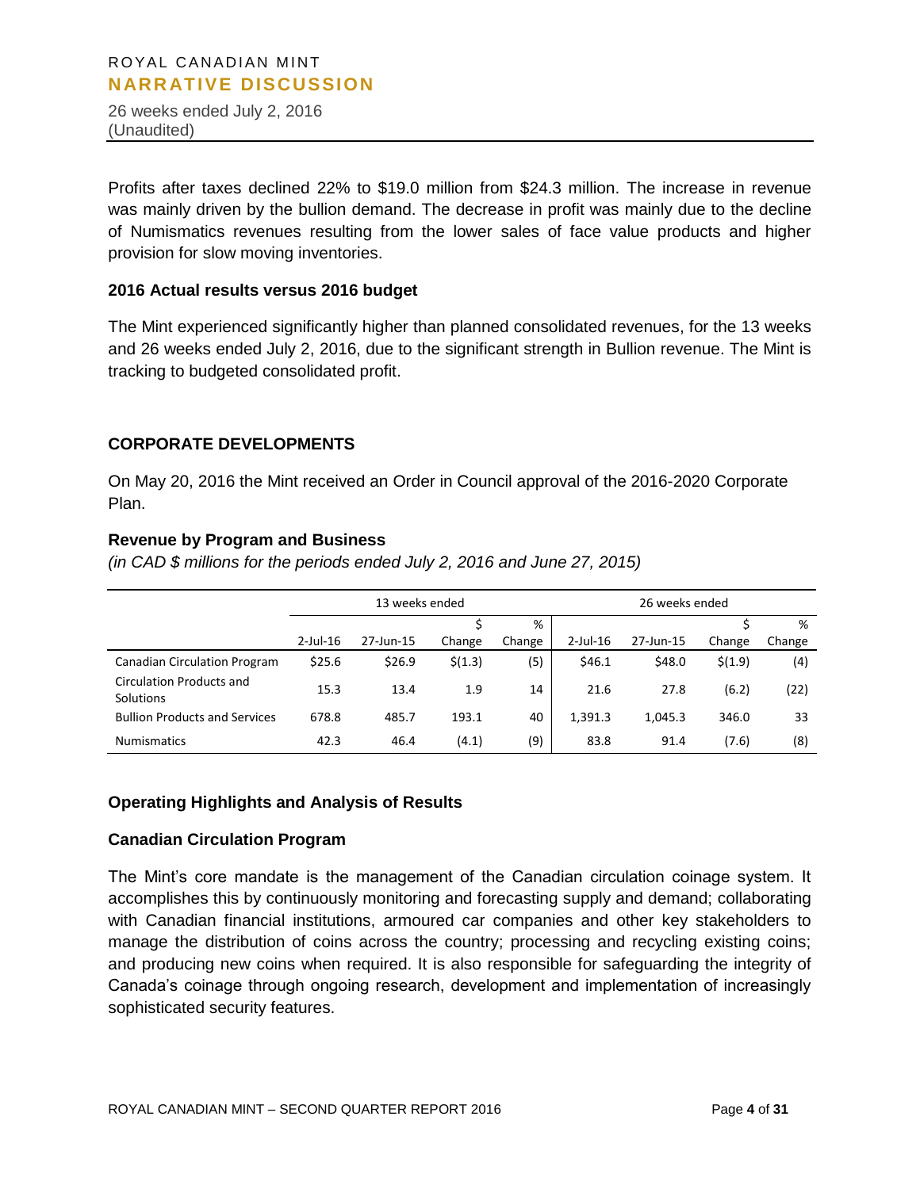Profits after taxes declined 22% to $19.0 million from $24.3 million. The increase in revenue was mainly driven by the bullion demand. The decrease in profit was mainly due to the decline of Numismatics revenues resulting from the lower sales of face value products and higher provision for slow moving inventories.

### 2016 Actual results versus 2016 budget

The Mint experienced significantly higher than planned consolidated revenues, for the 13 weeks and 26 weeks ended July 2, 2016, due to the significant strength in Bullion revenue. The Mint is tracking to budgeted consolidated profit.

## CORPORATE DEVELOPMENTS

On May 20, 2016 the Mint received an Order in Council approval of the 2016-2020 Corporate Plan.

### Revenue by Program and Business

*(in CAD $ millions for the periods ended July 2, 2016 and June 27, 2015)*

| | 13 weeks ended | | | | 26 weeks ended | | | |
|---|---|---|---|---|---|---|---|---|
| | 2-Jul-16 | 27-Jun-15 | $ Change | % Change | 2-Jul-16 | 27-Jun-15 | $ Change | % Change |
| Canadian Circulation Program | $25.6 | $26.9 | $(1.3) | (5) | $46.1 | $48.0 | $(1.9) | (4) |
| Circulation Products and Solutions | 15.3 | 13.4 | 1.9 | 14 | 21.6 | 27.8 | (6.2) | (22) |
| Bullion Products and Services | 678.8 | 485.7 | 193.1 | 40 | 1,391.3 | 1,045.3 | 346.0 | 33 |
| Numismatics | 42.3 | 46.4 | (4.1) | (9) | 83.8 | 91.4 | (7.6) | (8) |

### Operating Highlights and Analysis of Results

### Canadian Circulation Program

The Mint's core mandate is the management of the Canadian circulation coinage system. It accomplishes this by continuously monitoring and forecasting supply and demand; collaborating with Canadian financial institutions, armoured car companies and other key stakeholders to manage the distribution of coins across the country; processing and recycling existing coins; and producing new coins when required. It is also responsible for safeguarding the integrity of Canada's coinage through ongoing research, development and implementation of increasingly sophisticated security features.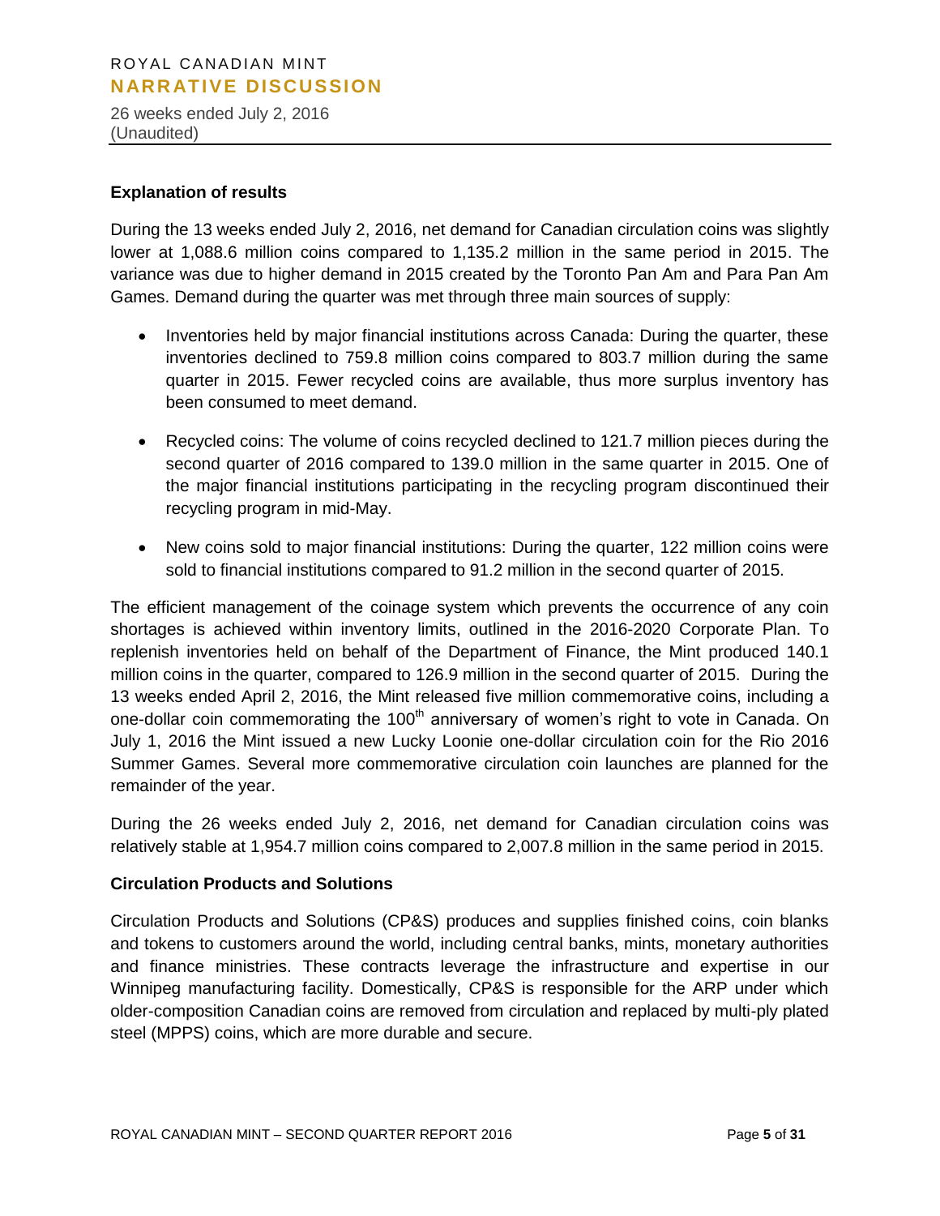### Explanation of results

During the 13 weeks ended July 2, 2016, net demand for Canadian circulation coins was slightly lower at 1,088.6 million coins compared to 1,135.2 million in the same period in 2015. The variance was due to higher demand in 2015 created by the Toronto Pan Am and Para Pan Am Games. Demand during the quarter was met through three main sources of supply:

- Inventories held by major financial institutions across Canada: During the quarter, these inventories declined to 759.8 million coins compared to 803.7 million during the same quarter in 2015. Fewer recycled coins are available, thus more surplus inventory has been consumed to meet demand.
- Recycled coins: The volume of coins recycled declined to 121.7 million pieces during the second quarter of 2016 compared to 139.0 million in the same quarter in 2015. One of the major financial institutions participating in the recycling program discontinued their recycling program in mid-May.
- New coins sold to major financial institutions: During the quarter, 122 million coins were sold to financial institutions compared to 91.2 million in the second quarter of 2015.

The efficient management of the coinage system which prevents the occurrence of any coin shortages is achieved within inventory limits, outlined in the 2016-2020 Corporate Plan. To replenish inventories held on behalf of the Department of Finance, the Mint produced 140.1 million coins in the quarter, compared to 126.9 million in the second quarter of 2015. During the 13 weeks ended April 2, 2016, the Mint released five million commemorative coins, including a one-dollar coin commemorating the 100th anniversary of women's right to vote in Canada. On July 1, 2016 the Mint issued a new Lucky Loonie one-dollar circulation coin for the Rio 2016 Summer Games. Several more commemorative circulation coin launches are planned for the remainder of the year.

During the 26 weeks ended July 2, 2016, net demand for Canadian circulation coins was relatively stable at 1,954.7 million coins compared to 2,007.8 million in the same period in 2015.

### Circulation Products and Solutions

Circulation Products and Solutions (CP&S) produces and supplies finished coins, coin blanks and tokens to customers around the world, including central banks, mints, monetary authorities and finance ministries. These contracts leverage the infrastructure and expertise in our Winnipeg manufacturing facility. Domestically, CP&S is responsible for the ARP under which older-composition Canadian coins are removed from circulation and replaced by multi-ply plated steel (MPPS) coins, which are more durable and secure.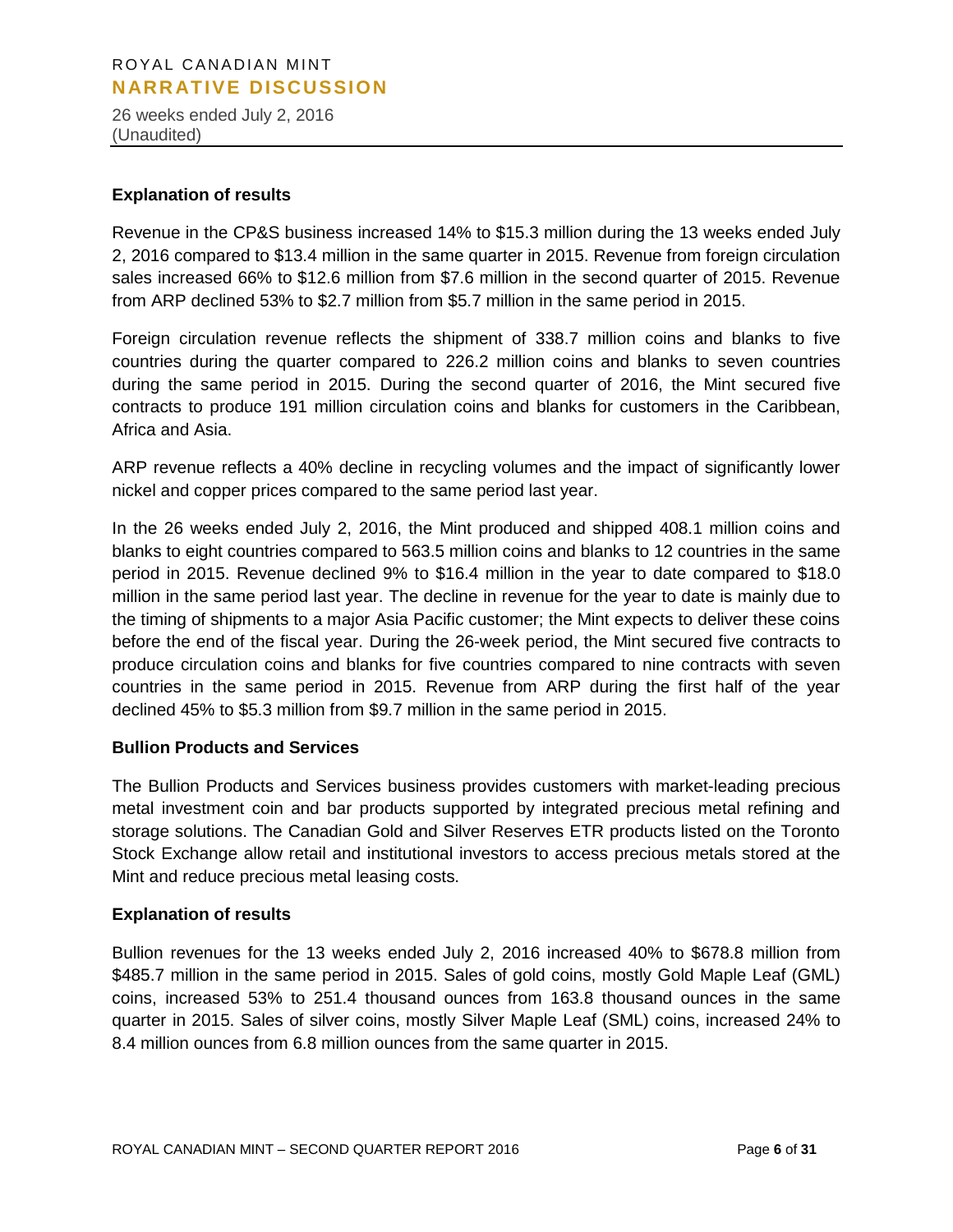### Explanation of results

Revenue in the CP&S business increased 14% to $15.3 million during the 13 weeks ended July 2, 2016 compared to $13.4 million in the same quarter in 2015. Revenue from foreign circulation sales increased 66% to $12.6 million from $7.6 million in the second quarter of 2015. Revenue from ARP declined 53% to $2.7 million from $5.7 million in the same period in 2015.

Foreign circulation revenue reflects the shipment of 338.7 million coins and blanks to five countries during the quarter compared to 226.2 million coins and blanks to seven countries during the same period in 2015. During the second quarter of 2016, the Mint secured five contracts to produce 191 million circulation coins and blanks for customers in the Caribbean, Africa and Asia.

ARP revenue reflects a 40% decline in recycling volumes and the impact of significantly lower nickel and copper prices compared to the same period last year.

In the 26 weeks ended July 2, 2016, the Mint produced and shipped 408.1 million coins and blanks to eight countries compared to 563.5 million coins and blanks to 12 countries in the same period in 2015. Revenue declined 9% to $16.4 million in the year to date compared to $18.0 million in the same period last year. The decline in revenue for the year to date is mainly due to the timing of shipments to a major Asia Pacific customer; the Mint expects to deliver these coins before the end of the fiscal year. During the 26-week period, the Mint secured five contracts to produce circulation coins and blanks for five countries compared to nine contracts with seven countries in the same period in 2015. Revenue from ARP during the first half of the year declined 45% to $5.3 million from $9.7 million in the same period in 2015.

### Bullion Products and Services

The Bullion Products and Services business provides customers with market-leading precious metal investment coin and bar products supported by integrated precious metal refining and storage solutions. The Canadian Gold and Silver Reserves ETR products listed on the Toronto Stock Exchange allow retail and institutional investors to access precious metals stored at the Mint and reduce precious metal leasing costs.

### Explanation of results

Bullion revenues for the 13 weeks ended July 2, 2016 increased 40% to $678.8 million from $485.7 million in the same period in 2015. Sales of gold coins, mostly Gold Maple Leaf (GML) coins, increased 53% to 251.4 thousand ounces from 163.8 thousand ounces in the same quarter in 2015. Sales of silver coins, mostly Silver Maple Leaf (SML) coins, increased 24% to 8.4 million ounces from 6.8 million ounces from the same quarter in 2015.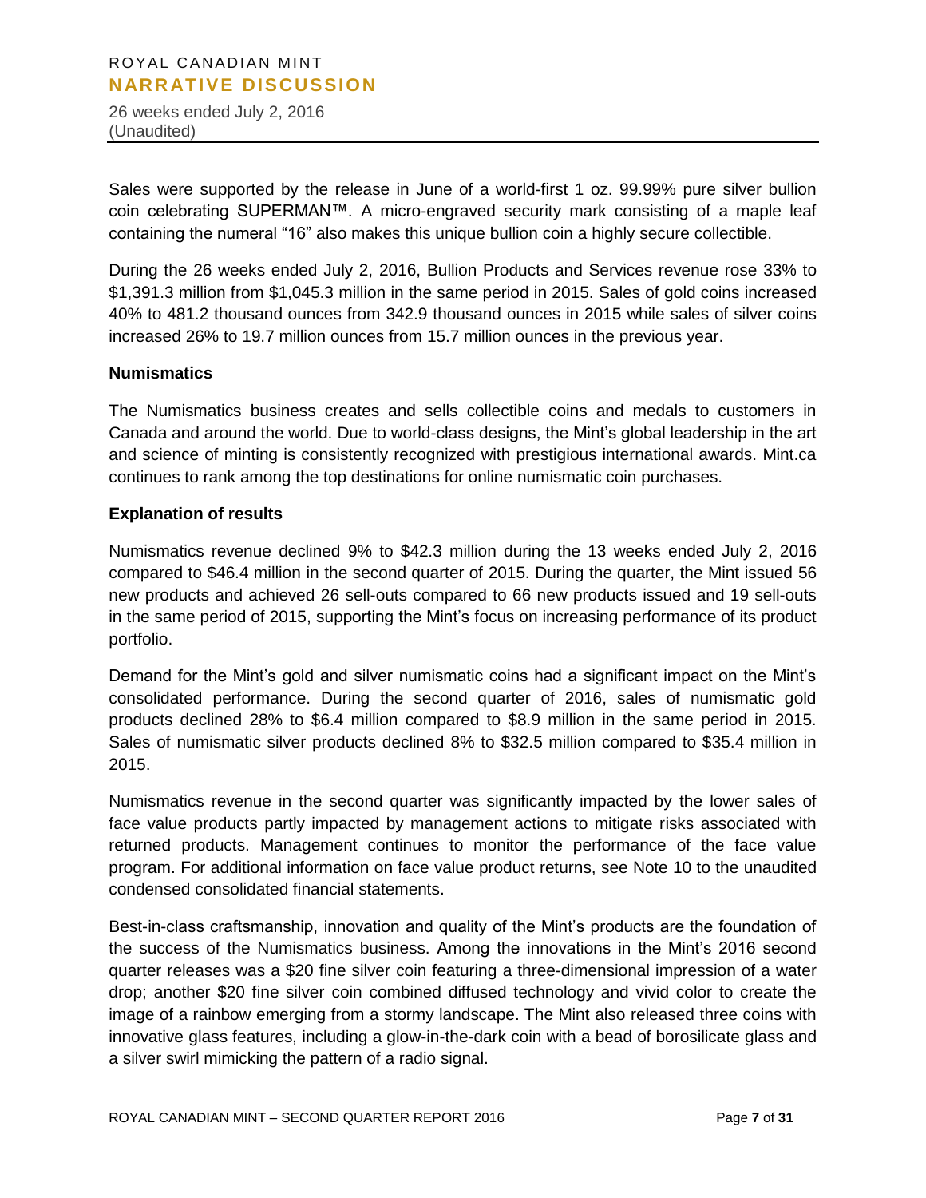Sales were supported by the release in June of a world-first 1 oz. 99.99% pure silver bullion coin celebrating SUPERMAN™. A micro-engraved security mark consisting of a maple leaf containing the numeral “16” also makes this unique bullion coin a highly secure collectible.

During the 26 weeks ended July 2, 2016, Bullion Products and Services revenue rose 33% to $1,391.3 million from $1,045.3 million in the same period in 2015. Sales of gold coins increased 40% to 481.2 thousand ounces from 342.9 thousand ounces in 2015 while sales of silver coins increased 26% to 19.7 million ounces from 15.7 million ounces in the previous year.

**Numismatics**

The Numismatics business creates and sells collectible coins and medals to customers in Canada and around the world. Due to world-class designs, the Mint’s global leadership in the art and science of minting is consistently recognized with prestigious international awards. Mint.ca continues to rank among the top destinations for online numismatic coin purchases.

**Explanation of results**

Numismatics revenue declined 9% to $42.3 million during the 13 weeks ended July 2, 2016 compared to $46.4 million in the second quarter of 2015. During the quarter, the Mint issued 56 new products and achieved 26 sell-outs compared to 66 new products issued and 19 sell-outs in the same period of 2015, supporting the Mint’s focus on increasing performance of its product portfolio.

Demand for the Mint’s gold and silver numismatic coins had a significant impact on the Mint’s consolidated performance. During the second quarter of 2016, sales of numismatic gold products declined 28% to $6.4 million compared to $8.9 million in the same period in 2015. Sales of numismatic silver products declined 8% to $32.5 million compared to $35.4 million in 2015.

Numismatics revenue in the second quarter was significantly impacted by the lower sales of face value products partly impacted by management actions to mitigate risks associated with returned products. Management continues to monitor the performance of the face value program. For additional information on face value product returns, see Note 10 to the unaudited condensed consolidated financial statements.

Best-in-class craftsmanship, innovation and quality of the Mint’s products are the foundation of the success of the Numismatics business. Among the innovations in the Mint’s 2016 second quarter releases was a $20 fine silver coin featuring a three-dimensional impression of a water drop; another $20 fine silver coin combined diffused technology and vivid color to create the image of a rainbow emerging from a stormy landscape. The Mint also released three coins with innovative glass features, including a glow-in-the-dark coin with a bead of borosilicate glass and a silver swirl mimicking the pattern of a radio signal.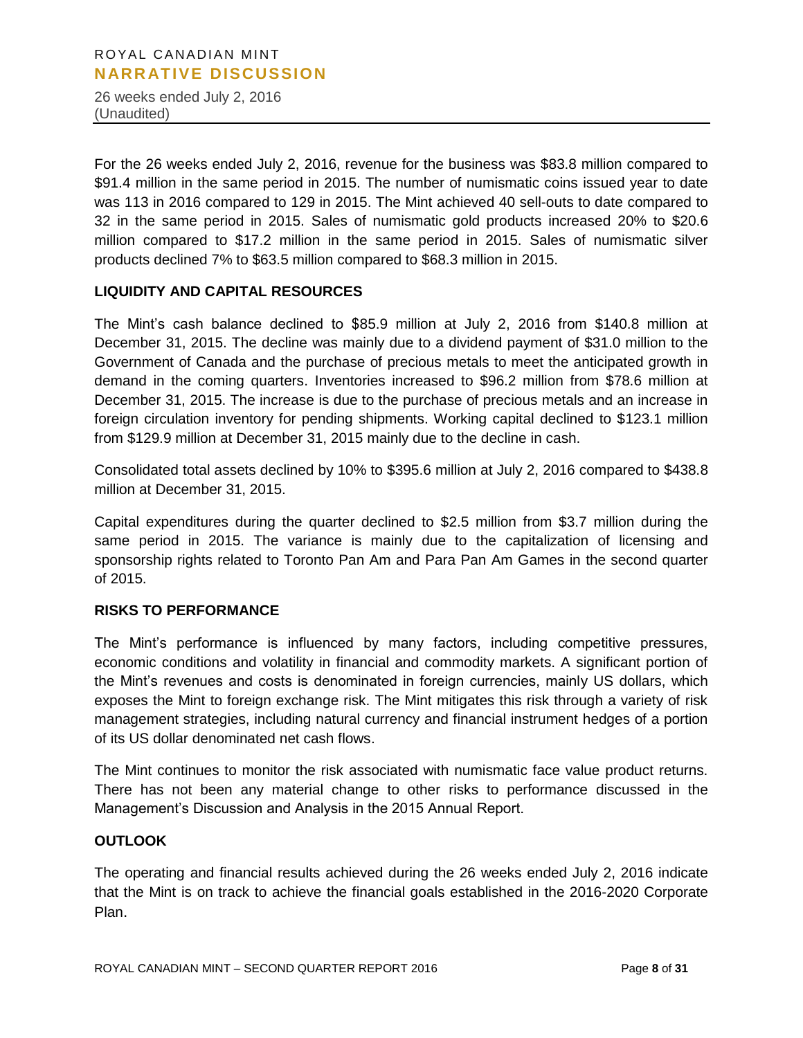For the 26 weeks ended July 2, 2016, revenue for the business was $83.8 million compared to $91.4 million in the same period in 2015. The number of numismatic coins issued year to date was 113 in 2016 compared to 129 in 2015. The Mint achieved 40 sell-outs to date compared to 32 in the same period in 2015. Sales of numismatic gold products increased 20% to $20.6 million compared to $17.2 million in the same period in 2015. Sales of numismatic silver products declined 7% to $63.5 million compared to $68.3 million in 2015.

## LIQUIDITY AND CAPITAL RESOURCES

The Mint's cash balance declined to $85.9 million at July 2, 2016 from $140.8 million at December 31, 2015. The decline was mainly due to a dividend payment of $31.0 million to the Government of Canada and the purchase of precious metals to meet the anticipated growth in demand in the coming quarters. Inventories increased to $96.2 million from $78.6 million at December 31, 2015. The increase is due to the purchase of precious metals and an increase in foreign circulation inventory for pending shipments. Working capital declined to $123.1 million from $129.9 million at December 31, 2015 mainly due to the decline in cash.

Consolidated total assets declined by 10% to $395.6 million at July 2, 2016 compared to $438.8 million at December 31, 2015.

Capital expenditures during the quarter declined to $2.5 million from $3.7 million during the same period in 2015. The variance is mainly due to the capitalization of licensing and sponsorship rights related to Toronto Pan Am and Para Pan Am Games in the second quarter of 2015.

## RISKS TO PERFORMANCE

The Mint's performance is influenced by many factors, including competitive pressures, economic conditions and volatility in financial and commodity markets. A significant portion of the Mint's revenues and costs is denominated in foreign currencies, mainly US dollars, which exposes the Mint to foreign exchange risk. The Mint mitigates this risk through a variety of risk management strategies, including natural currency and financial instrument hedges of a portion of its US dollar denominated net cash flows.

The Mint continues to monitor the risk associated with numismatic face value product returns. There has not been any material change to other risks to performance discussed in the Management's Discussion and Analysis in the 2015 Annual Report.

## OUTLOOK

The operating and financial results achieved during the 26 weeks ended July 2, 2016 indicate that the Mint is on track to achieve the financial goals established in the 2016-2020 Corporate Plan.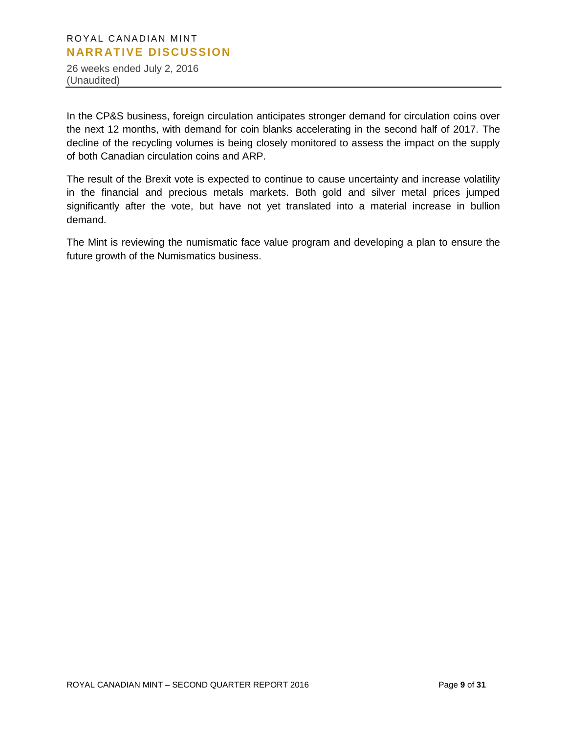In the CP&S business, foreign circulation anticipates stronger demand for circulation coins over the next 12 months, with demand for coin blanks accelerating in the second half of 2017. The decline of the recycling volumes is being closely monitored to assess the impact on the supply of both Canadian circulation coins and ARP.

The result of the Brexit vote is expected to continue to cause uncertainty and increase volatility in the financial and precious metals markets. Both gold and silver metal prices jumped significantly after the vote, but have not yet translated into a material increase in bullion demand.

The Mint is reviewing the numismatic face value program and developing a plan to ensure the future growth of the Numismatics business.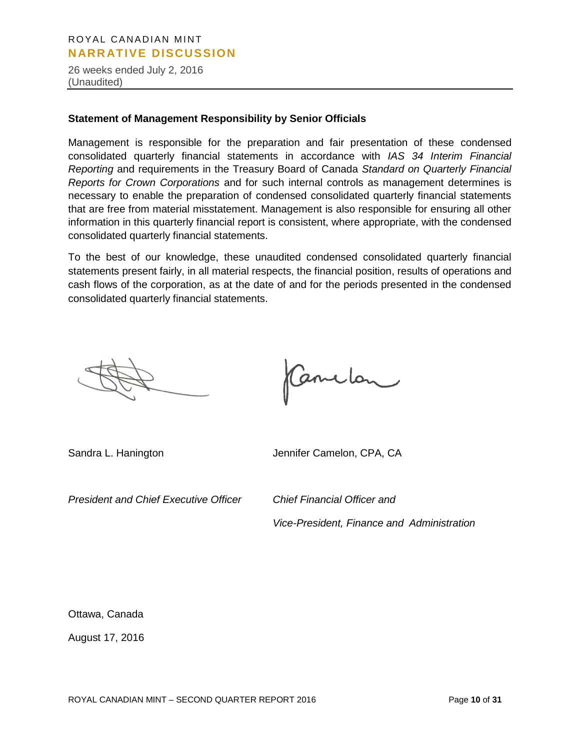### Statement of Management Responsibility by Senior Officials

Management is responsible for the preparation and fair presentation of these condensed consolidated quarterly financial statements in accordance with *IAS 34 Interim Financial Reporting* and requirements in the Treasury Board of Canada *Standard on Quarterly Financial Reports for Crown Corporations* and for such internal controls as management determines is necessary to enable the preparation of condensed consolidated quarterly financial statements that are free from material misstatement. Management is also responsible for ensuring all other information in this quarterly financial report is consistent, where appropriate, with the condensed consolidated quarterly financial statements.

To the best of our knowledge, these unaudited condensed consolidated quarterly financial statements present fairly, in all material respects, the financial position, results of operations and cash flows of the corporation, as at the date of and for the periods presented in the condensed consolidated quarterly financial statements.

Sandra L. Hanington

*President and Chief Executive Officer*

Jennifer Camelon, CPA, CA

*Chief Financial Officer and*

*Vice-President, Finance and Administration*

Ottawa, Canada

August 17, 2016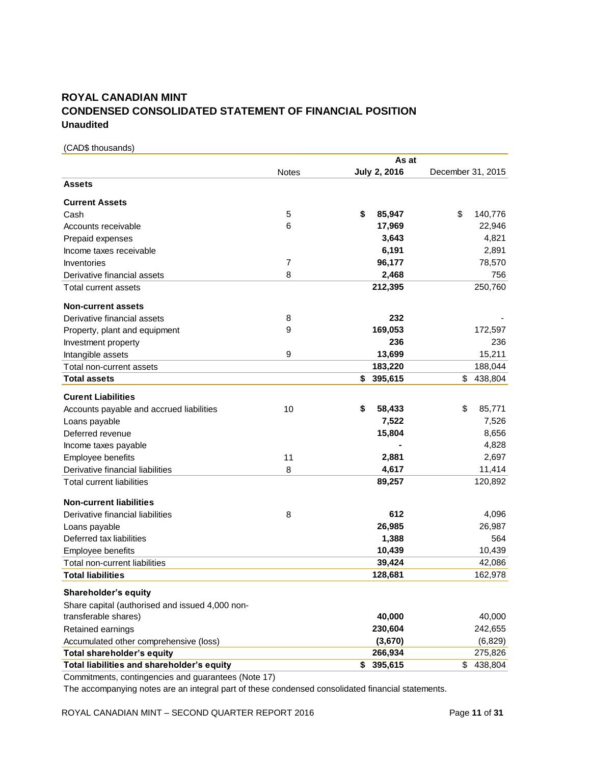# ROYAL CANADIAN MINT
## CONDENSED CONSOLIDATED STATEMENT OF FINANCIAL POSITION
### Unaudited

(CAD$ thousands)

| | Notes | As at July 2, 2016 | As at December 31, 2015 |
|---|---|---|---|
| **Assets** | | | |
| **Current Assets** | | | |
| Cash | 5 | **$ 85,947** | $ 140,776 |
| Accounts receivable | 6 | **17,969** | 22,946 |
| Prepaid expenses | | **3,643** | 4,821 |
| Income taxes receivable | | **6,191** | 2,891 |
| Inventories | 7 | **96,177** | 78,570 |
| Derivative financial assets | 8 | **2,468** | 756 |
| Total current assets | | **212,395** | 250,760 |
| **Non-current assets** | | | |
| Derivative financial assets | 8 | **232** | - |
| Property, plant and equipment | 9 | **169,053** | 172,597 |
| Investment property | | **236** | 236 |
| Intangible assets | 9 | **13,699** | 15,211 |
| Total non-current assets | | **183,220** | 188,044 |
| **Total assets** | | **$ 395,615** | $ 438,804 |
| **Curent Liabilities** | | | |
| Accounts payable and accrued liabilities | 10 | **$ 58,433** | $ 85,771 |
| Loans payable | | **7,522** | 7,526 |
| Deferred revenue | | **15,804** | 8,656 |
| Income taxes payable | | **-** | 4,828 |
| Employee benefits | 11 | **2,881** | 2,697 |
| Derivative financial liabilities | 8 | **4,617** | 11,414 |
| Total current liabilities | | **89,257** | 120,892 |
| **Non-current liabilities** | | | |
| Derivative financial liabilities | 8 | **612** | 4,096 |
| Loans payable | | **26,985** | 26,987 |
| Deferred tax liabilities | | **1,388** | 564 |
| Employee benefits | | **10,439** | 10,439 |
| Total non-current liabilities | | **39,424** | 42,086 |
| **Total liabilities** | | **128,681** | 162,978 |
| **Shareholder's equity** | | | |
| Share capital (authorised and issued 4,000 non-transferable shares) | | **40,000** | 40,000 |
| Retained earnings | | **230,604** | 242,655 |
| Accumulated other comprehensive (loss) | | **(3,670)** | (6,829) |
| **Total shareholder's equity** | | **266,934** | 275,826 |
| **Total liabilities and shareholder's equity** | | **$ 395,615** | $ 438,804 |

Commitments, contingencies and guarantees (Note 17)

The accompanying notes are an integral part of these condensed consolidated financial statements.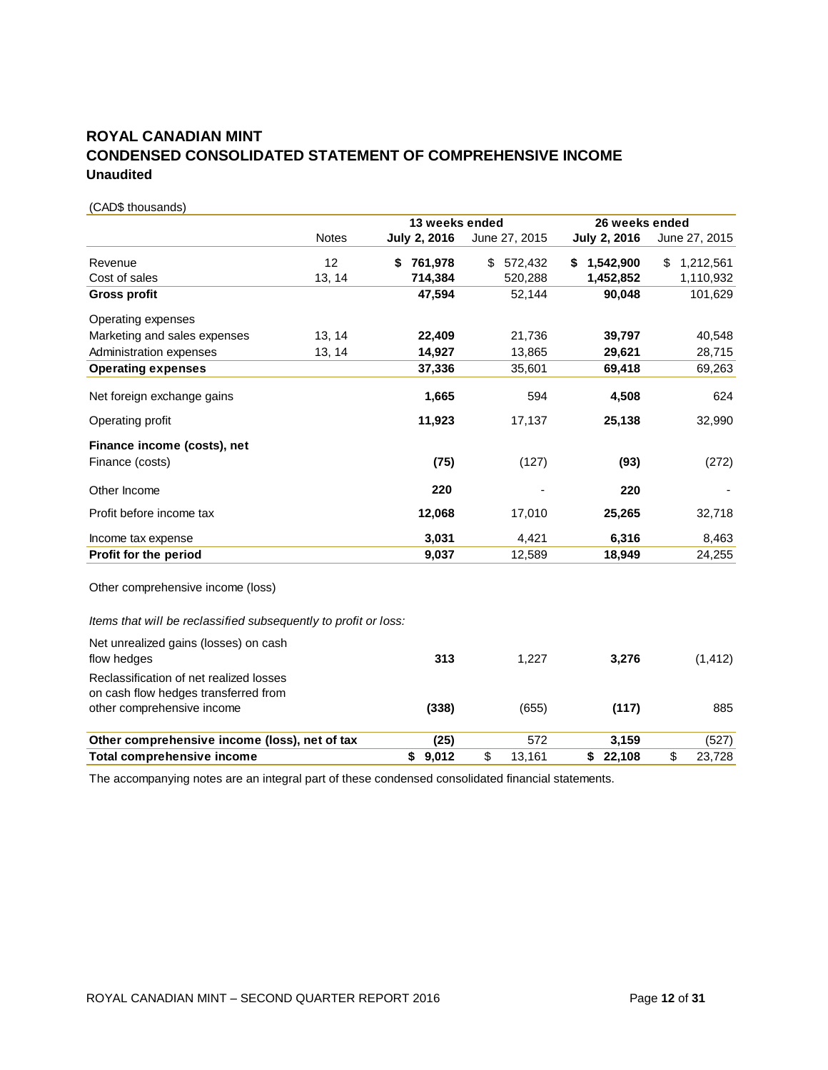# ROYAL CANADIAN MINT
# CONDENSED CONSOLIDATED STATEMENT OF COMPREHENSIVE INCOME
**Unaudited**

(CAD$ thousands)

| | Notes | 13 weeks ended | | 26 weeks ended | |
|---|---|---|---|---|---|
| | | **July 2, 2016** | June 27, 2015 | **July 2, 2016** | June 27, 2015 |
| Revenue | 12 | **$ 761,978** | $ 572,432 | **$ 1,542,900** | $ 1,212,561 |
| Cost of sales | 13, 14 | **714,384** | 520,288 | **1,452,852** | 1,110,932 |
| **Gross profit** | | **47,594** | 52,144 | **90,048** | 101,629 |
| Operating expenses | | | | | |
| Marketing and sales expenses | 13, 14 | **22,409** | 21,736 | **39,797** | 40,548 |
| Administration expenses | 13, 14 | **14,927** | 13,865 | **29,621** | 28,715 |
| **Operating expenses** | | **37,336** | 35,601 | **69,418** | 69,263 |
| Net foreign exchange gains | | **1,665** | 594 | **4,508** | 624 |
| Operating profit | | **11,923** | 17,137 | **25,138** | 32,990 |
| **Finance income (costs), net** | | | | | |
| Finance (costs) | | **(75)** | (127) | **(93)** | (272) |
| Other Income | | **220** | - | **220** | - |
| Profit before income tax | | **12,068** | 17,010 | **25,265** | 32,718 |
| Income tax expense | | **3,031** | 4,421 | **6,316** | 8,463 |
| **Profit for the period** | | **9,037** | 12,589 | **18,949** | 24,255 |
| Other comprehensive income (loss) | | | | | |
| *Items that will be reclassified subsequently to profit or loss:* | | | | | |
| Net unrealized gains (losses) on cash flow hedges | | **313** | 1,227 | **3,276** | (1,412) |
| Reclassification of net realized losses on cash flow hedges transferred from other comprehensive income | | **(338)** | (655) | **(117)** | 885 |
| **Other comprehensive income (loss), net of tax** | | **(25)** | 572 | **3,159** | (527) |
| **Total comprehensive income** | | **$ 9,012** | $ 13,161 | **$ 22,108** | $ 23,728 |

The accompanying notes are an integral part of these condensed consolidated financial statements.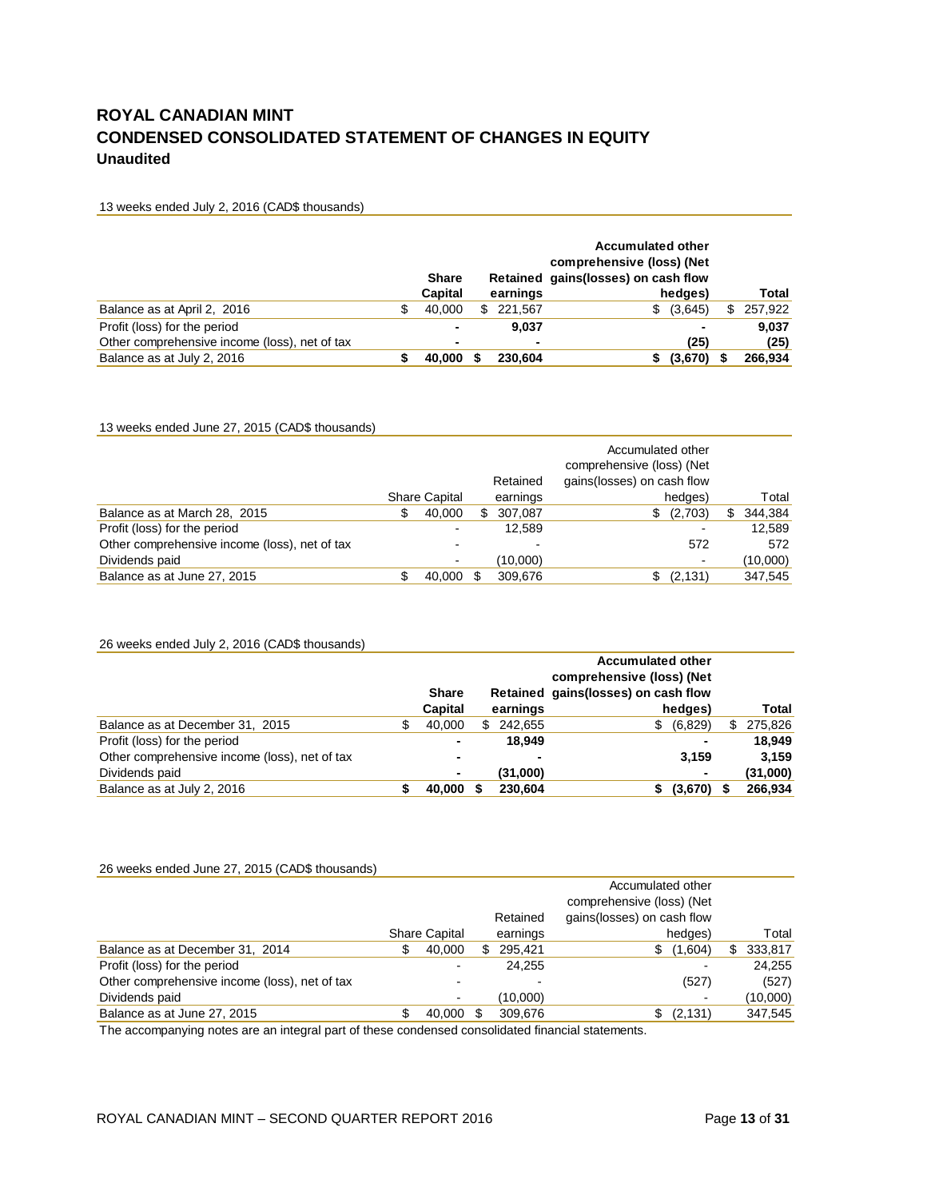# ROYAL CANADIAN MINT
# CONDENSED CONSOLIDATED STATEMENT OF CHANGES IN EQUITY
**Unaudited**

13 weeks ended July 2, 2016 (CAD$ thousands)

| | **Share Capital** | **Retained earnings** | **Accumulated other comprehensive (loss) (Net gains(losses) on cash flow hedges)** | **Total** |
|---|---|---|---|---|
| Balance as at April 2, 2016 | $ 40,000 | $ 221,567 | $ (3,645) | $ 257,922 |
| Profit (loss) for the period | **-** | **9,037** | **-** | **9,037** |
| Other comprehensive income (loss), net of tax | **-** | **-** | **(25)** | **(25)** |
| Balance as at July 2, 2016 | **$ 40,000** | **$ 230,604** | **$ (3,670)** | **$ 266,934** |

13 weeks ended June 27, 2015 (CAD$ thousands)

| | Share Capital | Retained earnings | Accumulated other comprehensive (loss) (Net gains(losses) on cash flow hedges) | Total |
|---|---|---|---|---|
| Balance as at March 28, 2015 | $ 40,000 | $ 307,087 | $ (2,703) | $ 344,384 |
| Profit (loss) for the period | - | 12,589 | - | 12,589 |
| Other comprehensive income (loss), net of tax | - | - | 572 | 572 |
| Dividends paid | - | (10,000) | - | (10,000) |
| Balance as at June 27, 2015 | $ 40,000 | $ 309,676 | $ (2,131) | 347,545 |

26 weeks ended July 2, 2016 (CAD$ thousands)

| | **Share Capital** | **Retained earnings** | **Accumulated other comprehensive (loss) (Net gains(losses) on cash flow hedges)** | **Total** |
|---|---|---|---|---|
| Balance as at December 31, 2015 | $ 40,000 | $ 242,655 | $ (6,829) | $ 275,826 |
| Profit (loss) for the period | **-** | **18,949** | **-** | **18,949** |
| Other comprehensive income (loss), net of tax | **-** | **-** | **3,159** | **3,159** |
| Dividends paid | **-** | **(31,000)** | **-** | **(31,000)** |
| Balance as at July 2, 2016 | **$ 40,000** | **$ 230,604** | **$ (3,670)** | **$ 266,934** |

26 weeks ended June 27, 2015 (CAD$ thousands)

| | Share Capital | Retained earnings | Accumulated other comprehensive (loss) (Net gains(losses) on cash flow hedges) | Total |
|---|---|---|---|---|
| Balance as at December 31, 2014 | $ 40,000 | $ 295,421 | $ (1,604) | $ 333,817 |
| Profit (loss) for the period | - | 24,255 | - | 24,255 |
| Other comprehensive income (loss), net of tax | - | - | (527) | (527) |
| Dividends paid | - | (10,000) | - | (10,000) |
| Balance as at June 27, 2015 | $ 40,000 | $ 309,676 | $ (2,131) | 347,545 |

The accompanying notes are an integral part of these condensed consolidated financial statements.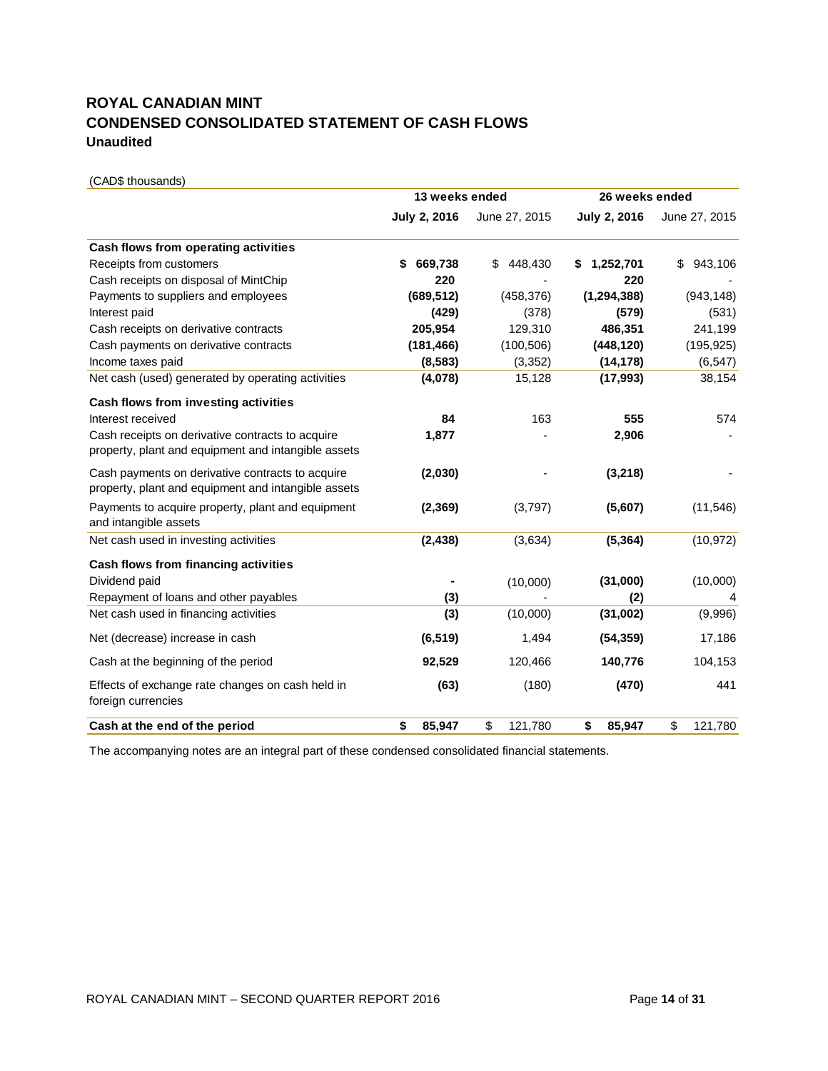# ROYAL CANADIAN MINT
## CONDENSED CONSOLIDATED STATEMENT OF CASH FLOWS
### Unaudited

(CAD$ thousands)

| | 13 weeks ended | | 26 weeks ended | |
|---|---|---|---|---|
| | **July 2, 2016** | June 27, 2015 | **July 2, 2016** | June 27, 2015 |
| **Cash flows from operating activities** | | | | |
| Receipts from customers | **$ 669,738** | $ 448,430 | **$ 1,252,701** | $ 943,106 |
| Cash receipts on disposal of MintChip | **220** | - | **220** | - |
| Payments to suppliers and employees | **(689,512)** | (458,376) | **(1,294,388)** | (943,148) |
| Interest paid | **(429)** | (378) | **(579)** | (531) |
| Cash receipts on derivative contracts | **205,954** | 129,310 | **486,351** | 241,199 |
| Cash payments on derivative contracts | **(181,466)** | (100,506) | **(448,120)** | (195,925) |
| Income taxes paid | **(8,583)** | (3,352) | **(14,178)** | (6,547) |
| Net cash (used) generated by operating activities | **(4,078)** | 15,128 | **(17,993)** | 38,154 |
| **Cash flows from investing activities** | | | | |
| Interest received | **84** | 163 | **555** | 574 |
| Cash receipts on derivative contracts to acquire property, plant and equipment and intangible assets | **1,877** | - | **2,906** | - |
| Cash payments on derivative contracts to acquire property, plant and equipment and intangible assets | **(2,030)** | - | **(3,218)** | - |
| Payments to acquire property, plant and equipment and intangible assets | **(2,369)** | (3,797) | **(5,607)** | (11,546) |
| Net cash used in investing activities | **(2,438)** | (3,634) | **(5,364)** | (10,972) |
| **Cash flows from financing activities** | | | | |
| Dividend paid | **-** | (10,000) | **(31,000)** | (10,000) |
| Repayment of loans and other payables | **(3)** | - | **(2)** | 4 |
| Net cash used in financing activities | **(3)** | (10,000) | **(31,002)** | (9,996) |
| Net (decrease) increase in cash | **(6,519)** | 1,494 | **(54,359)** | 17,186 |
| Cash at the beginning of the period | **92,529** | 120,466 | **140,776** | 104,153 |
| Effects of exchange rate changes on cash held in foreign currencies | **(63)** | (180) | **(470)** | 441 |
| **Cash at the end of the period** | **$ 85,947** | $ 121,780 | **$ 85,947** | $ 121,780 |

The accompanying notes are an integral part of these condensed consolidated financial statements.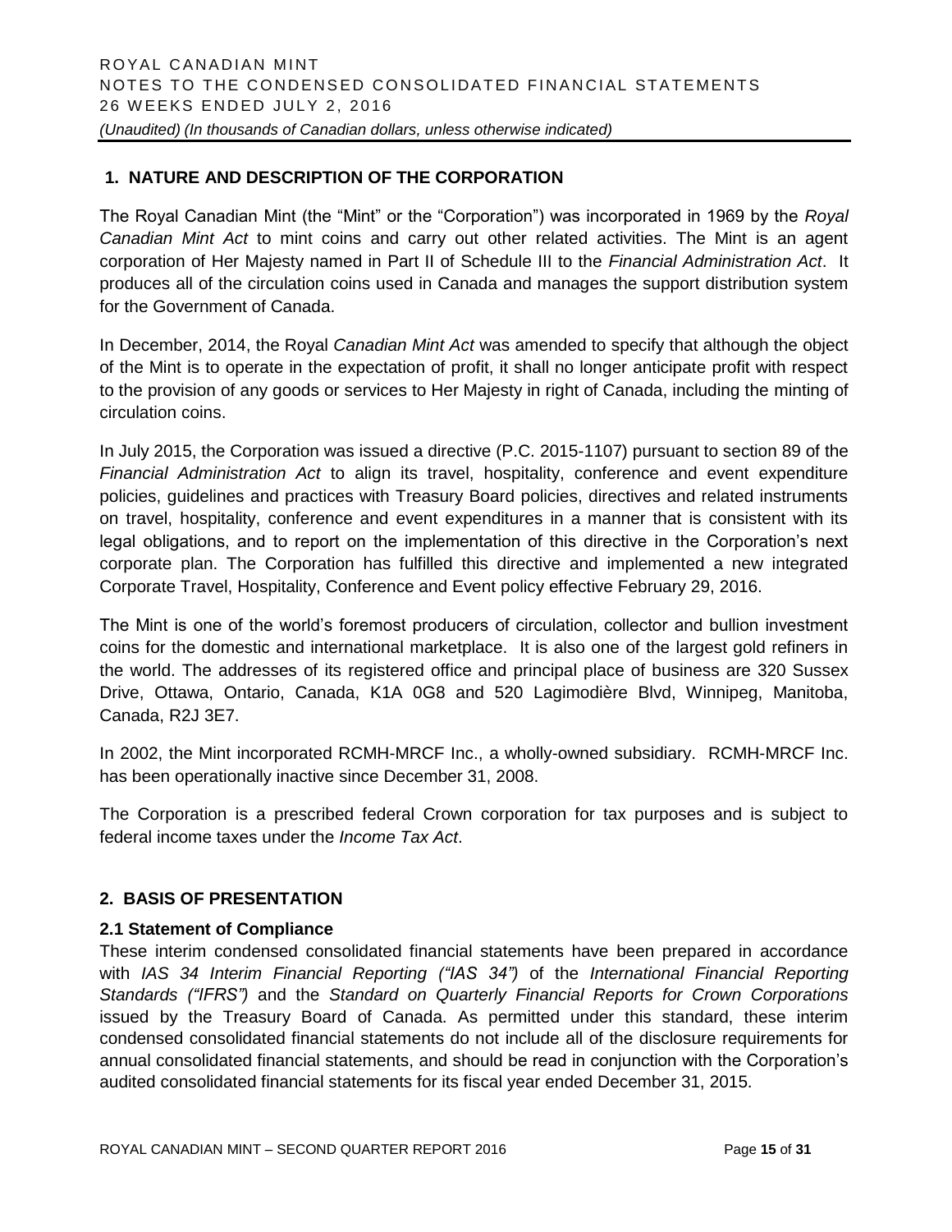## 1. NATURE AND DESCRIPTION OF THE CORPORATION

The Royal Canadian Mint (the "Mint" or the "Corporation") was incorporated in 1969 by the *Royal Canadian Mint Act* to mint coins and carry out other related activities. The Mint is an agent corporation of Her Majesty named in Part II of Schedule III to the *Financial Administration Act*. It produces all of the circulation coins used in Canada and manages the support distribution system for the Government of Canada.

In December, 2014, the Royal *Canadian Mint Act* was amended to specify that although the object of the Mint is to operate in the expectation of profit, it shall no longer anticipate profit with respect to the provision of any goods or services to Her Majesty in right of Canada, including the minting of circulation coins.

In July 2015, the Corporation was issued a directive (P.C. 2015-1107) pursuant to section 89 of the *Financial Administration Act* to align its travel, hospitality, conference and event expenditure policies, guidelines and practices with Treasury Board policies, directives and related instruments on travel, hospitality, conference and event expenditures in a manner that is consistent with its legal obligations, and to report on the implementation of this directive in the Corporation's next corporate plan. The Corporation has fulfilled this directive and implemented a new integrated Corporate Travel, Hospitality, Conference and Event policy effective February 29, 2016.

The Mint is one of the world's foremost producers of circulation, collector and bullion investment coins for the domestic and international marketplace. It is also one of the largest gold refiners in the world. The addresses of its registered office and principal place of business are 320 Sussex Drive, Ottawa, Ontario, Canada, K1A 0G8 and 520 Lagimodière Blvd, Winnipeg, Manitoba, Canada, R2J 3E7.

In 2002, the Mint incorporated RCMH-MRCF Inc., a wholly-owned subsidiary. RCMH-MRCF Inc. has been operationally inactive since December 31, 2008.

The Corporation is a prescribed federal Crown corporation for tax purposes and is subject to federal income taxes under the *Income Tax Act*.

## 2. BASIS OF PRESENTATION

### 2.1 Statement of Compliance

These interim condensed consolidated financial statements have been prepared in accordance with *IAS 34 Interim Financial Reporting ("IAS 34")* of the *International Financial Reporting Standards ("IFRS")* and the *Standard on Quarterly Financial Reports for Crown Corporations* issued by the Treasury Board of Canada. As permitted under this standard, these interim condensed consolidated financial statements do not include all of the disclosure requirements for annual consolidated financial statements, and should be read in conjunction with the Corporation's audited consolidated financial statements for its fiscal year ended December 31, 2015.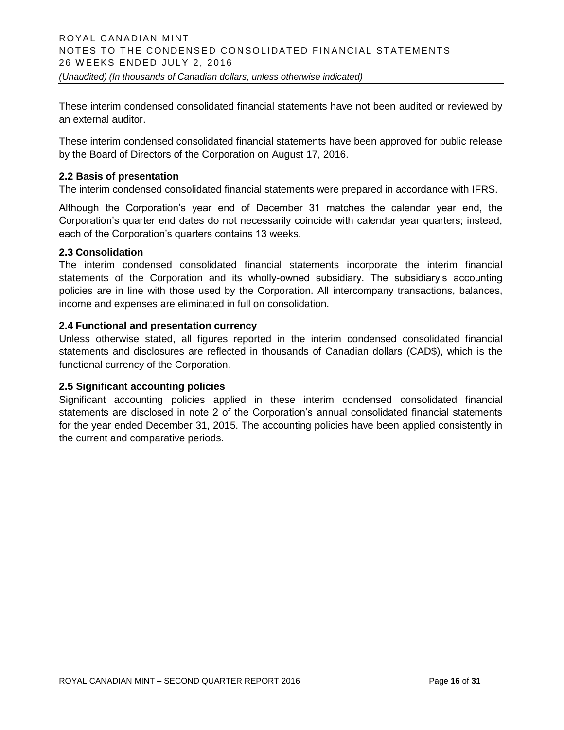These interim condensed consolidated financial statements have not been audited or reviewed by an external auditor.

These interim condensed consolidated financial statements have been approved for public release by the Board of Directors of the Corporation on August 17, 2016.

### 2.2 Basis of presentation

The interim condensed consolidated financial statements were prepared in accordance with IFRS.

Although the Corporation's year end of December 31 matches the calendar year end, the Corporation's quarter end dates do not necessarily coincide with calendar year quarters; instead, each of the Corporation's quarters contains 13 weeks.

### 2.3 Consolidation

The interim condensed consolidated financial statements incorporate the interim financial statements of the Corporation and its wholly-owned subsidiary. The subsidiary's accounting policies are in line with those used by the Corporation. All intercompany transactions, balances, income and expenses are eliminated in full on consolidation.

### 2.4 Functional and presentation currency

Unless otherwise stated, all figures reported in the interim condensed consolidated financial statements and disclosures are reflected in thousands of Canadian dollars (CAD$), which is the functional currency of the Corporation.

### 2.5 Significant accounting policies

Significant accounting policies applied in these interim condensed consolidated financial statements are disclosed in note 2 of the Corporation's annual consolidated financial statements for the year ended December 31, 2015. The accounting policies have been applied consistently in the current and comparative periods.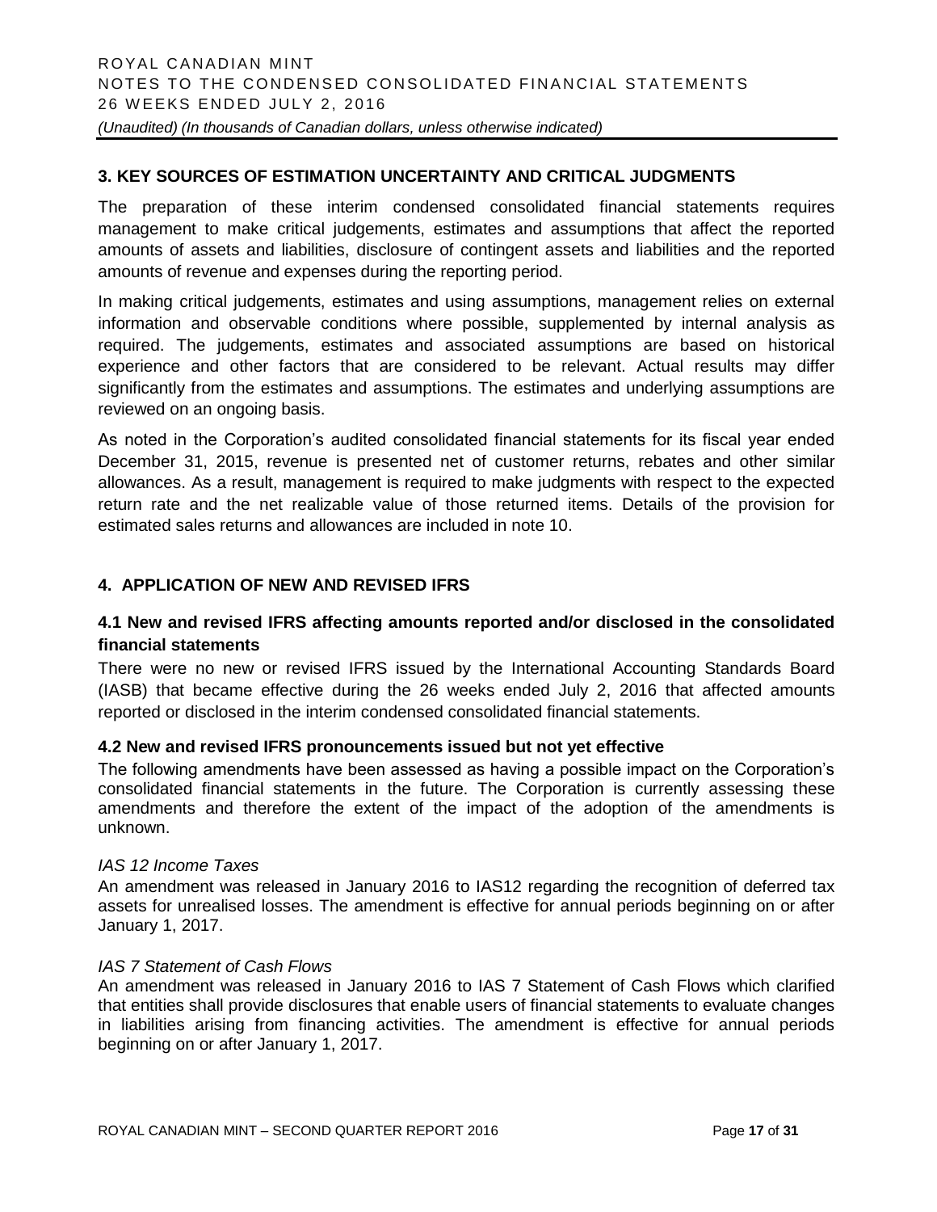## 3. KEY SOURCES OF ESTIMATION UNCERTAINTY AND CRITICAL JUDGMENTS

The preparation of these interim condensed consolidated financial statements requires management to make critical judgements, estimates and assumptions that affect the reported amounts of assets and liabilities, disclosure of contingent assets and liabilities and the reported amounts of revenue and expenses during the reporting period.

In making critical judgements, estimates and using assumptions, management relies on external information and observable conditions where possible, supplemented by internal analysis as required. The judgements, estimates and associated assumptions are based on historical experience and other factors that are considered to be relevant. Actual results may differ significantly from the estimates and assumptions. The estimates and underlying assumptions are reviewed on an ongoing basis.

As noted in the Corporation's audited consolidated financial statements for its fiscal year ended December 31, 2015, revenue is presented net of customer returns, rebates and other similar allowances. As a result, management is required to make judgments with respect to the expected return rate and the net realizable value of those returned items. Details of the provision for estimated sales returns and allowances are included in note 10.

## 4. APPLICATION OF NEW AND REVISED IFRS

### 4.1 New and revised IFRS affecting amounts reported and/or disclosed in the consolidated financial statements

There were no new or revised IFRS issued by the International Accounting Standards Board (IASB) that became effective during the 26 weeks ended July 2, 2016 that affected amounts reported or disclosed in the interim condensed consolidated financial statements.

### 4.2 New and revised IFRS pronouncements issued but not yet effective

The following amendments have been assessed as having a possible impact on the Corporation's consolidated financial statements in the future. The Corporation is currently assessing these amendments and therefore the extent of the impact of the adoption of the amendments is unknown.

*IAS 12 Income Taxes*

An amendment was released in January 2016 to IAS12 regarding the recognition of deferred tax assets for unrealised losses. The amendment is effective for annual periods beginning on or after January 1, 2017.

*IAS 7 Statement of Cash Flows*

An amendment was released in January 2016 to IAS 7 Statement of Cash Flows which clarified that entities shall provide disclosures that enable users of financial statements to evaluate changes in liabilities arising from financing activities. The amendment is effective for annual periods beginning on or after January 1, 2017.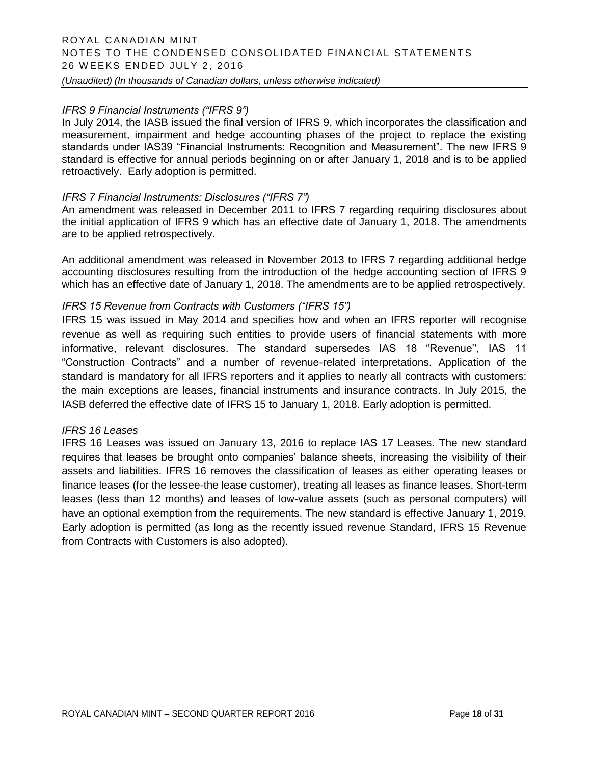*IFRS 9 Financial Instruments ("IFRS 9")*

In July 2014, the IASB issued the final version of IFRS 9, which incorporates the classification and measurement, impairment and hedge accounting phases of the project to replace the existing standards under IAS39 "Financial Instruments: Recognition and Measurement". The new IFRS 9 standard is effective for annual periods beginning on or after January 1, 2018 and is to be applied retroactively. Early adoption is permitted.

*IFRS 7 Financial Instruments: Disclosures ("IFRS 7")*

An amendment was released in December 2011 to IFRS 7 regarding requiring disclosures about the initial application of IFRS 9 which has an effective date of January 1, 2018. The amendments are to be applied retrospectively.

An additional amendment was released in November 2013 to IFRS 7 regarding additional hedge accounting disclosures resulting from the introduction of the hedge accounting section of IFRS 9 which has an effective date of January 1, 2018. The amendments are to be applied retrospectively.

*IFRS 15 Revenue from Contracts with Customers ("IFRS 15")*

IFRS 15 was issued in May 2014 and specifies how and when an IFRS reporter will recognise revenue as well as requiring such entities to provide users of financial statements with more informative, relevant disclosures. The standard supersedes IAS 18 "Revenue", IAS 11 "Construction Contracts" and a number of revenue-related interpretations. Application of the standard is mandatory for all IFRS reporters and it applies to nearly all contracts with customers: the main exceptions are leases, financial instruments and insurance contracts. In July 2015, the IASB deferred the effective date of IFRS 15 to January 1, 2018. Early adoption is permitted.

*IFRS 16 Leases*

IFRS 16 Leases was issued on January 13, 2016 to replace IAS 17 Leases. The new standard requires that leases be brought onto companies' balance sheets, increasing the visibility of their assets and liabilities. IFRS 16 removes the classification of leases as either operating leases or finance leases (for the lessee-the lease customer), treating all leases as finance leases. Short-term leases (less than 12 months) and leases of low-value assets (such as personal computers) will have an optional exemption from the requirements. The new standard is effective January 1, 2019. Early adoption is permitted (as long as the recently issued revenue Standard, IFRS 15 Revenue from Contracts with Customers is also adopted).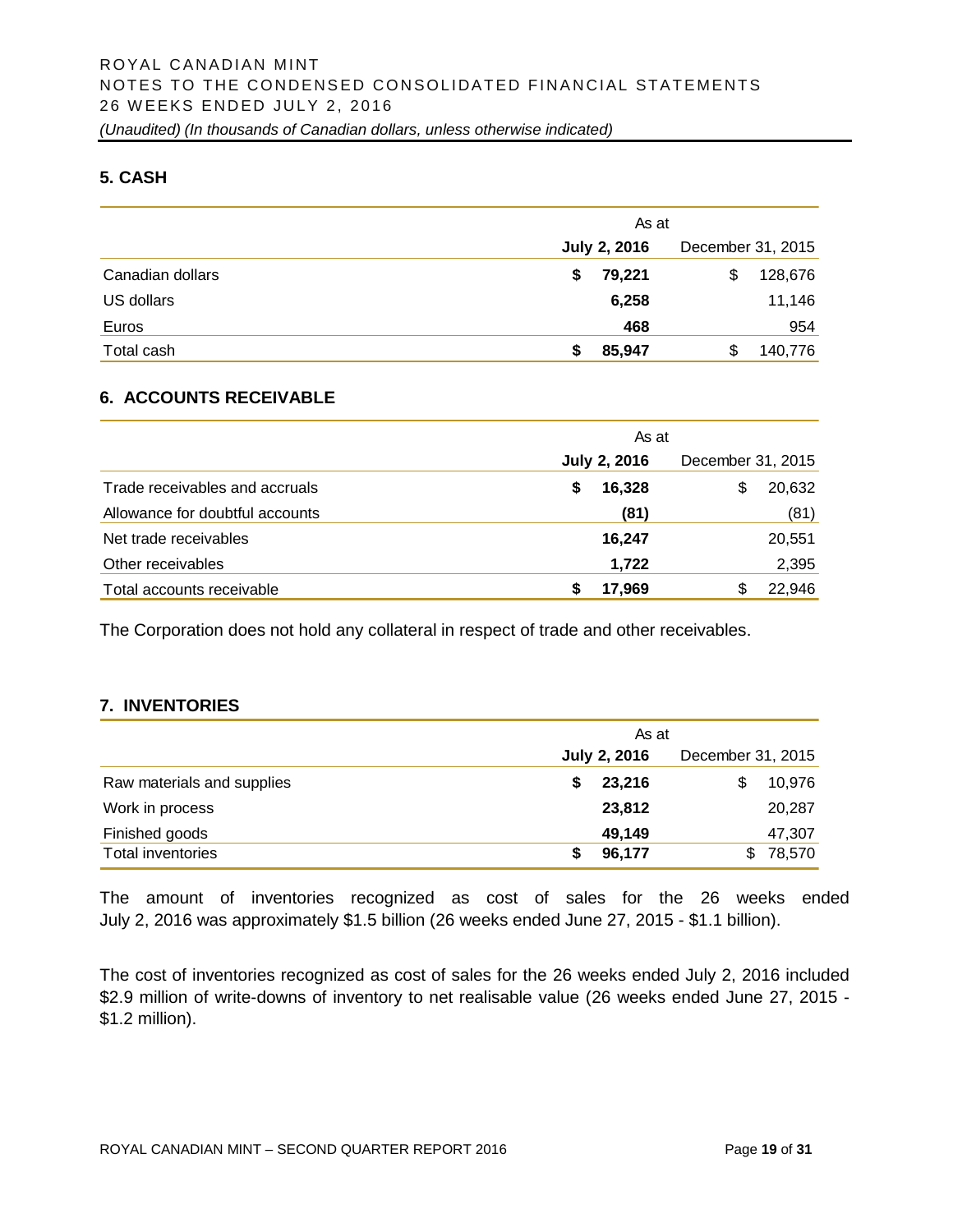## 5. CASH

| | As at | |
|---|---|---|
| | **July 2, 2016** | December 31, 2015 |
| Canadian dollars | **$ 79,221** | $ 128,676 |
| US dollars | **6,258** | 11,146 |
| Euros | **468** | 954 |
| Total cash | **$ 85,947** | $ 140,776 |

## 6. ACCOUNTS RECEIVABLE

| | As at | |
|---|---|---|
| | **July 2, 2016** | December 31, 2015 |
| Trade receivables and accruals | **$ 16,328** | $ 20,632 |
| Allowance for doubtful accounts | **(81)** | (81) |
| Net trade receivables | **16,247** | 20,551 |
| Other receivables | **1,722** | 2,395 |
| Total accounts receivable | **$ 17,969** | $ 22,946 |

The Corporation does not hold any collateral in respect of trade and other receivables.

## 7. INVENTORIES

| | As at | |
|---|---|---|
| | **July 2, 2016** | December 31, 2015 |
| Raw materials and supplies | **$ 23,216** | $ 10,976 |
| Work in process | **23,812** | 20,287 |
| Finished goods | **49,149** | 47,307 |
| Total inventories | **$ 96,177** | $ 78,570 |

The amount of inventories recognized as cost of sales for the 26 weeks ended July 2, 2016 was approximately $1.5 billion (26 weeks ended June 27, 2015 - $1.1 billion).

The cost of inventories recognized as cost of sales for the 26 weeks ended July 2, 2016 included $2.9 million of write-downs of inventory to net realisable value (26 weeks ended June 27, 2015 - $1.2 million).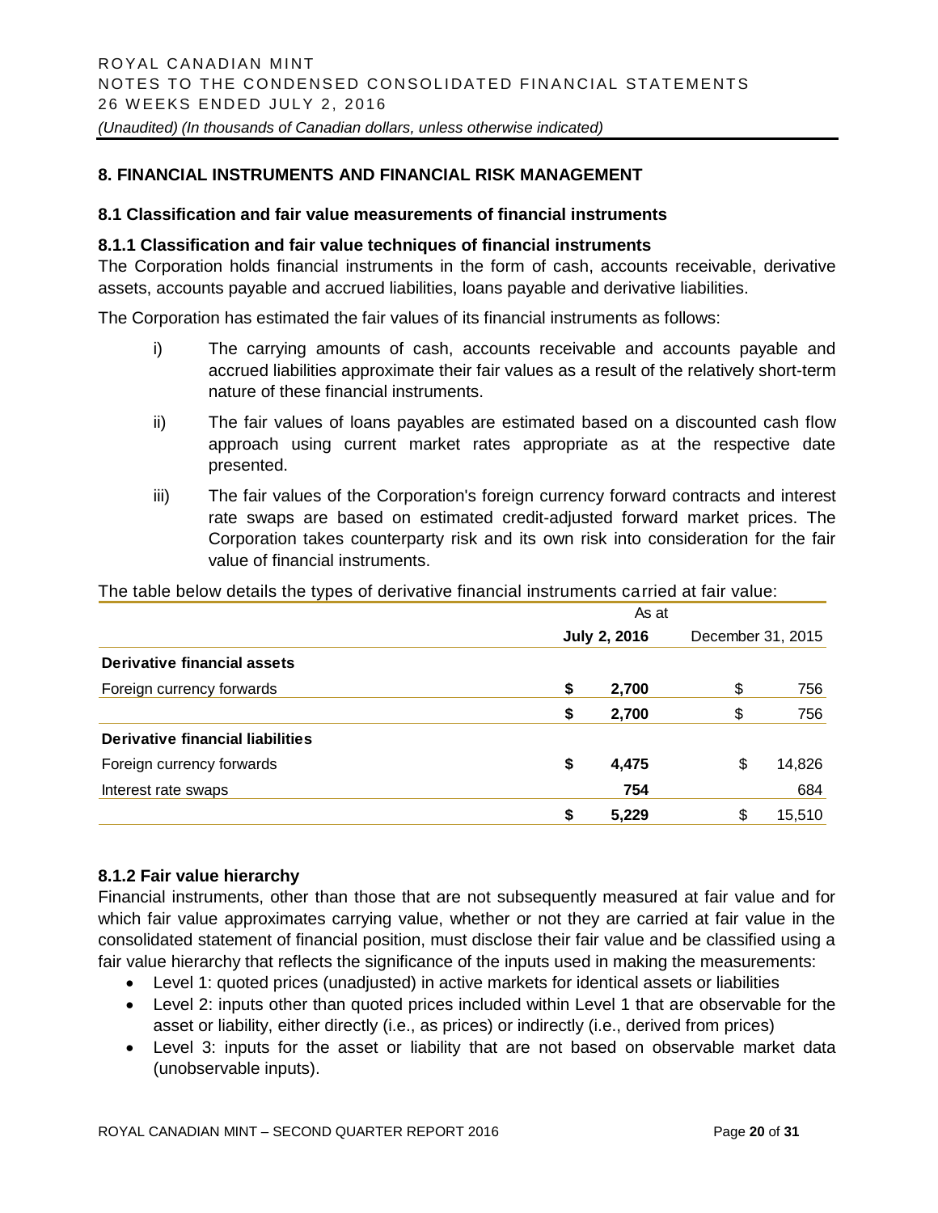## 8. FINANCIAL INSTRUMENTS AND FINANCIAL RISK MANAGEMENT

### 8.1 Classification and fair value measurements of financial instruments

#### 8.1.1 Classification and fair value techniques of financial instruments

The Corporation holds financial instruments in the form of cash, accounts receivable, derivative assets, accounts payable and accrued liabilities, loans payable and derivative liabilities.

The Corporation has estimated the fair values of its financial instruments as follows:

i) The carrying amounts of cash, accounts receivable and accounts payable and accrued liabilities approximate their fair values as a result of the relatively short-term nature of these financial instruments.

ii) The fair values of loans payables are estimated based on a discounted cash flow approach using current market rates appropriate as at the respective date presented.

iii) The fair values of the Corporation's foreign currency forward contracts and interest rate swaps are based on estimated credit-adjusted forward market prices. The Corporation takes counterparty risk and its own risk into consideration for the fair value of financial instruments.

The table below details the types of derivative financial instruments carried at fair value:

| | As at | |
|---|---|---|
| | **July 2, 2016** | December 31, 2015 |
| **Derivative financial assets** | | |
| Foreign currency forwards | **$ 2,700** | $ 756 |
| | **$ 2,700** | $ 756 |
| **Derivative financial liabilities** | | |
| Foreign currency forwards | **$ 4,475** | $ 14,826 |
| Interest rate swaps | **754** | 684 |
| | **$ 5,229** | $ 15,510 |

#### 8.1.2 Fair value hierarchy

Financial instruments, other than those that are not subsequently measured at fair value and for which fair value approximates carrying value, whether or not they are carried at fair value in the consolidated statement of financial position, must disclose their fair value and be classified using a fair value hierarchy that reflects the significance of the inputs used in making the measurements:

- Level 1: quoted prices (unadjusted) in active markets for identical assets or liabilities
- Level 2: inputs other than quoted prices included within Level 1 that are observable for the asset or liability, either directly (i.e., as prices) or indirectly (i.e., derived from prices)
- Level 3: inputs for the asset or liability that are not based on observable market data (unobservable inputs).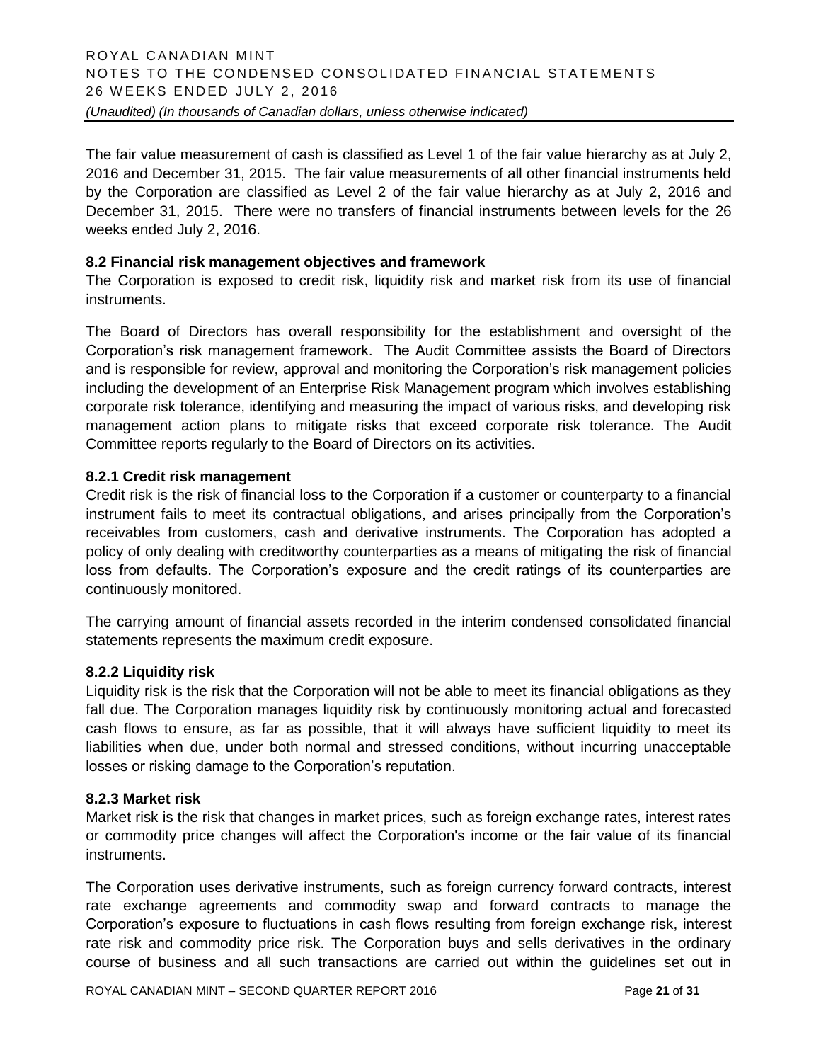The fair value measurement of cash is classified as Level 1 of the fair value hierarchy as at July 2, 2016 and December 31, 2015. The fair value measurements of all other financial instruments held by the Corporation are classified as Level 2 of the fair value hierarchy as at July 2, 2016 and December 31, 2015. There were no transfers of financial instruments between levels for the 26 weeks ended July 2, 2016.

### 8.2 Financial risk management objectives and framework

The Corporation is exposed to credit risk, liquidity risk and market risk from its use of financial instruments.

The Board of Directors has overall responsibility for the establishment and oversight of the Corporation's risk management framework. The Audit Committee assists the Board of Directors and is responsible for review, approval and monitoring the Corporation's risk management policies including the development of an Enterprise Risk Management program which involves establishing corporate risk tolerance, identifying and measuring the impact of various risks, and developing risk management action plans to mitigate risks that exceed corporate risk tolerance. The Audit Committee reports regularly to the Board of Directors on its activities.

#### 8.2.1 Credit risk management

Credit risk is the risk of financial loss to the Corporation if a customer or counterparty to a financial instrument fails to meet its contractual obligations, and arises principally from the Corporation's receivables from customers, cash and derivative instruments. The Corporation has adopted a policy of only dealing with creditworthy counterparties as a means of mitigating the risk of financial loss from defaults. The Corporation's exposure and the credit ratings of its counterparties are continuously monitored.

The carrying amount of financial assets recorded in the interim condensed consolidated financial statements represents the maximum credit exposure.

#### 8.2.2 Liquidity risk

Liquidity risk is the risk that the Corporation will not be able to meet its financial obligations as they fall due. The Corporation manages liquidity risk by continuously monitoring actual and forecasted cash flows to ensure, as far as possible, that it will always have sufficient liquidity to meet its liabilities when due, under both normal and stressed conditions, without incurring unacceptable losses or risking damage to the Corporation's reputation.

#### 8.2.3 Market risk

Market risk is the risk that changes in market prices, such as foreign exchange rates, interest rates or commodity price changes will affect the Corporation's income or the fair value of its financial instruments.

The Corporation uses derivative instruments, such as foreign currency forward contracts, interest rate exchange agreements and commodity swap and forward contracts to manage the Corporation's exposure to fluctuations in cash flows resulting from foreign exchange risk, interest rate risk and commodity price risk. The Corporation buys and sells derivatives in the ordinary course of business and all such transactions are carried out within the guidelines set out in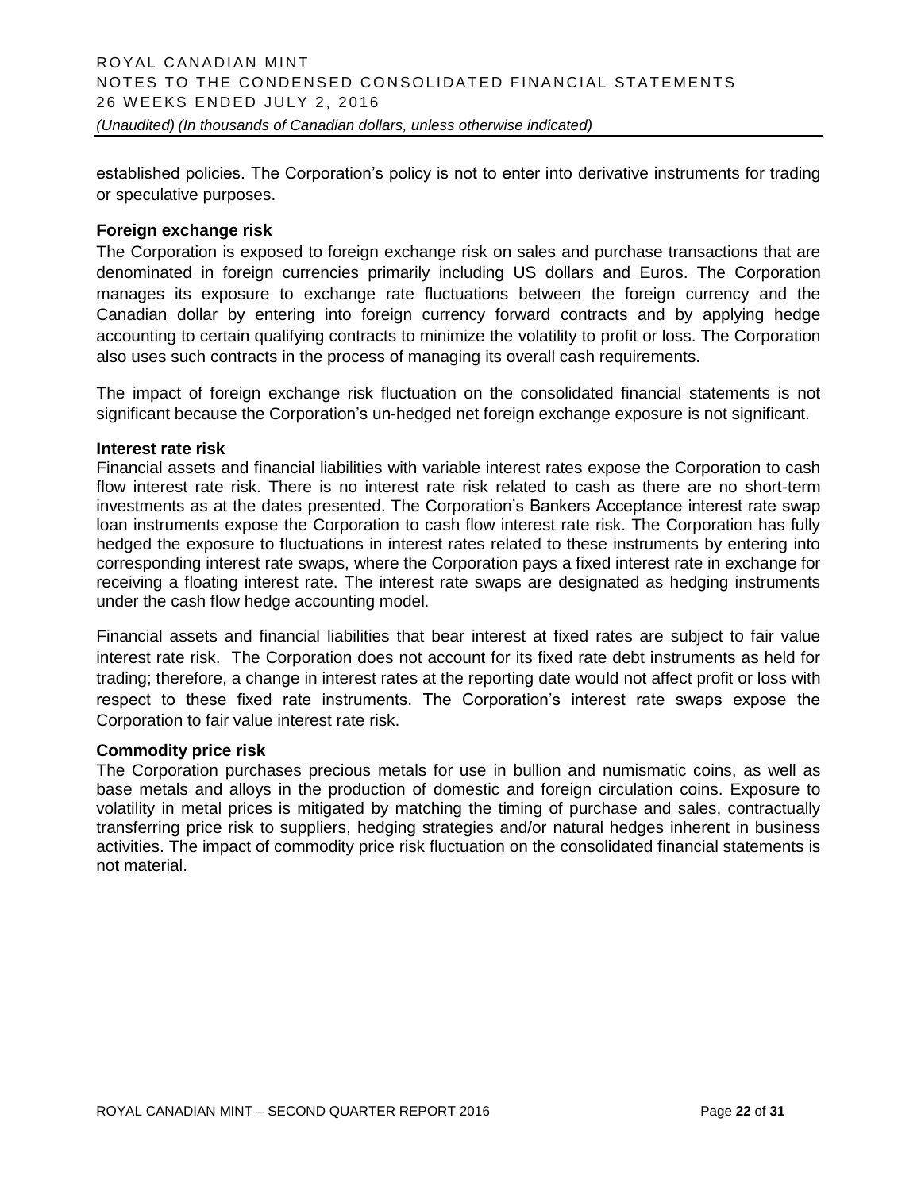established policies. The Corporation's policy is not to enter into derivative instruments for trading or speculative purposes.

**Foreign exchange risk**

The Corporation is exposed to foreign exchange risk on sales and purchase transactions that are denominated in foreign currencies primarily including US dollars and Euros. The Corporation manages its exposure to exchange rate fluctuations between the foreign currency and the Canadian dollar by entering into foreign currency forward contracts and by applying hedge accounting to certain qualifying contracts to minimize the volatility to profit or loss. The Corporation also uses such contracts in the process of managing its overall cash requirements.

The impact of foreign exchange risk fluctuation on the consolidated financial statements is not significant because the Corporation's un-hedged net foreign exchange exposure is not significant.

**Interest rate risk**

Financial assets and financial liabilities with variable interest rates expose the Corporation to cash flow interest rate risk. There is no interest rate risk related to cash as there are no short-term investments as at the dates presented. The Corporation's Bankers Acceptance interest rate swap loan instruments expose the Corporation to cash flow interest rate risk. The Corporation has fully hedged the exposure to fluctuations in interest rates related to these instruments by entering into corresponding interest rate swaps, where the Corporation pays a fixed interest rate in exchange for receiving a floating interest rate. The interest rate swaps are designated as hedging instruments under the cash flow hedge accounting model.

Financial assets and financial liabilities that bear interest at fixed rates are subject to fair value interest rate risk. The Corporation does not account for its fixed rate debt instruments as held for trading; therefore, a change in interest rates at the reporting date would not affect profit or loss with respect to these fixed rate instruments. The Corporation's interest rate swaps expose the Corporation to fair value interest rate risk.

**Commodity price risk**

The Corporation purchases precious metals for use in bullion and numismatic coins, as well as base metals and alloys in the production of domestic and foreign circulation coins. Exposure to volatility in metal prices is mitigated by matching the timing of purchase and sales, contractually transferring price risk to suppliers, hedging strategies and/or natural hedges inherent in business activities. The impact of commodity price risk fluctuation on the consolidated financial statements is not material.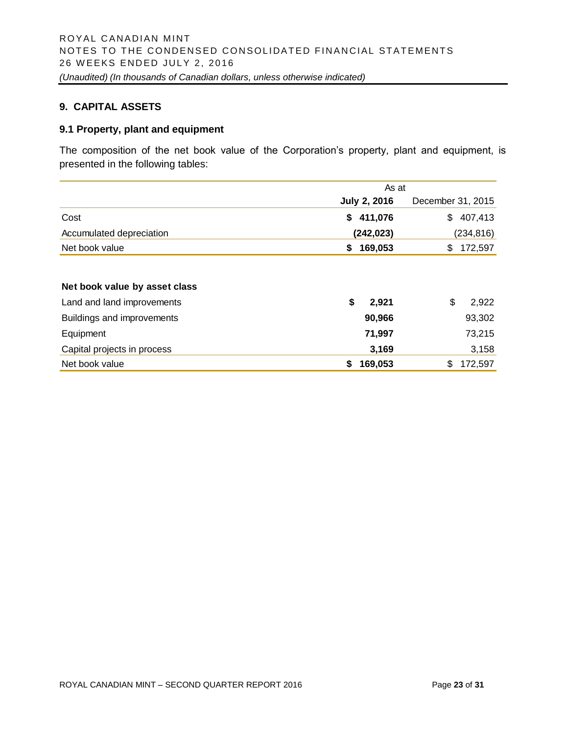## 9. CAPITAL ASSETS

### 9.1 Property, plant and equipment

The composition of the net book value of the Corporation's property, plant and equipment, is presented in the following tables:

| | As at | |
|---|---|---|
| | **July 2, 2016** | December 31, 2015 |
| Cost | **$ 411,076** | $ 407,413 |
| Accumulated depreciation | **(242,023)** | (234,816) |
| Net book value | **$ 169,053** | $ 172,597 |

| **Net book value by asset class** | | |
|---|---|---|
| Land and land improvements | **$ 2,921** | $ 2,922 |
| Buildings and improvements | **90,966** | 93,302 |
| Equipment | **71,997** | 73,215 |
| Capital projects in process | **3,169** | 3,158 |
| Net book value | **$ 169,053** | $ 172,597 |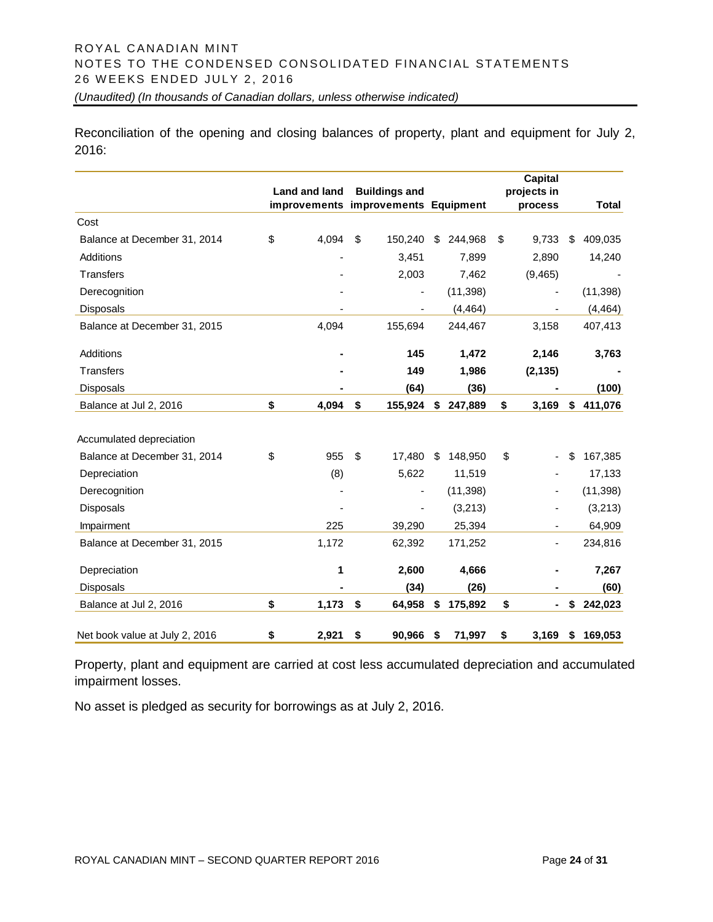Reconciliation of the opening and closing balances of property, plant and equipment for July 2, 2016:

| | Land and land improvements | Buildings and improvements | Equipment | Capital projects in process | Total |
|---|---|---|---|---|---|
| Cost | | | | | |
| Balance at December 31, 2014 | $ 4,094 | $ 150,240 | $ 244,968 | $ 9,733 | $ 409,035 |
| Additions | - | 3,451 | 7,899 | 2,890 | 14,240 |
| Transfers | - | 2,003 | 7,462 | (9,465) | - |
| Derecognition | - | - | (11,398) | - | (11,398) |
| Disposals | - | - | (4,464) | - | (4,464) |
| Balance at December 31, 2015 | 4,094 | 155,694 | 244,467 | 3,158 | 407,413 |
| Additions | **-** | **145** | **1,472** | **2,146** | **3,763** |
| Transfers | **-** | **149** | **1,986** | **(2,135)** | **-** |
| Disposals | **-** | **(64)** | **(36)** | **-** | **(100)** |
| Balance at Jul 2, 2016 | **$ 4,094** | **$ 155,924** | **$ 247,889** | **$ 3,169** | **$ 411,076** |
| Accumulated depreciation | | | | | |
| Balance at December 31, 2014 | $ 955 | $ 17,480 | $ 148,950 | $ - | $ 167,385 |
| Depreciation | (8) | 5,622 | 11,519 | - | 17,133 |
| Derecognition | - | - | (11,398) | - | (11,398) |
| Disposals | - | - | (3,213) | - | (3,213) |
| Impairment | 225 | 39,290 | 25,394 | - | 64,909 |
| Balance at December 31, 2015 | 1,172 | 62,392 | 171,252 | - | 234,816 |
| Depreciation | **1** | **2,600** | **4,666** | **-** | **7,267** |
| Disposals | **-** | **(34)** | **(26)** | **-** | **(60)** |
| Balance at Jul 2, 2016 | **$ 1,173** | **$ 64,958** | **$ 175,892** | **$ -** | **$ 242,023** |
| Net book value at July 2, 2016 | **$ 2,921** | **$ 90,966** | **$ 71,997** | **$ 3,169** | **$ 169,053** |

Property, plant and equipment are carried at cost less accumulated depreciation and accumulated impairment losses.

No asset is pledged as security for borrowings as at July 2, 2016.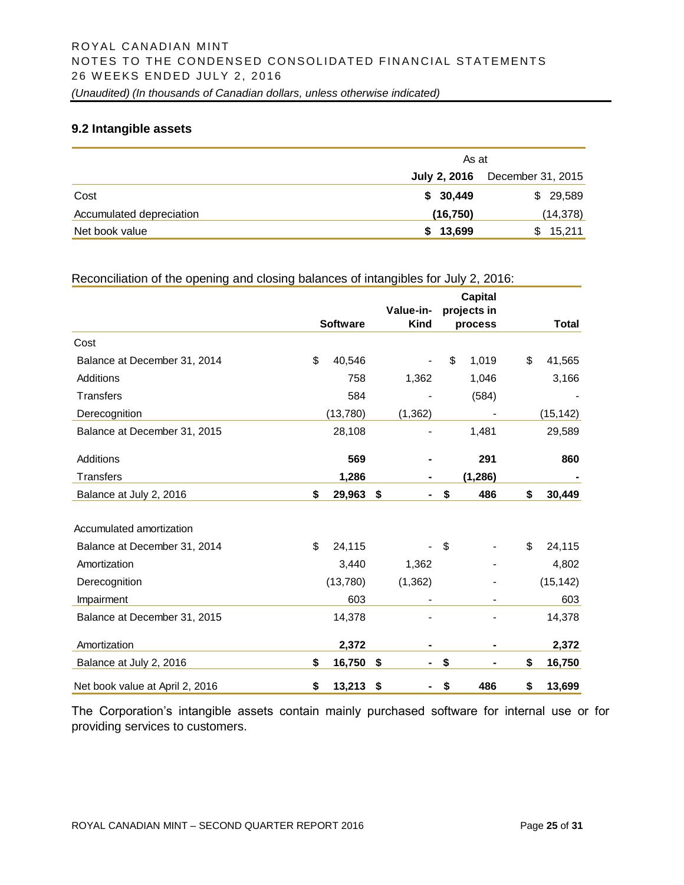## 9.2 Intangible assets

| | As at | |
|---|---|---|
| | **July 2, 2016** | December 31, 2015 |
| Cost | **$ 30,449** | $ 29,589 |
| Accumulated depreciation | **(16,750)** | (14,378) |
| Net book value | **$ 13,699** | $ 15,211 |

Reconciliation of the opening and closing balances of intangibles for July 2, 2016:

| | Software | Value-in-Kind | Capital projects in process | Total |
|---|---|---|---|---|
| Cost | | | | |
| Balance at December 31, 2014 | $ 40,546 | - | $ 1,019 | $ 41,565 |
| Additions | 758 | 1,362 | 1,046 | 3,166 |
| Transfers | 584 | - | (584) | - |
| Derecognition | (13,780) | (1,362) | - | (15,142) |
| Balance at December 31, 2015 | 28,108 | - | 1,481 | 29,589 |
| Additions | **569** | **-** | **291** | **860** |
| Transfers | **1,286** | **-** | **(1,286)** | **-** |
| Balance at July 2, 2016 | **$ 29,963** | **$ -** | **$ 486** | **$ 30,449** |
| Accumulated amortization | | | | |
| Balance at December 31, 2014 | $ 24,115 | - | $ - | $ 24,115 |
| Amortization | 3,440 | 1,362 | - | 4,802 |
| Derecognition | (13,780) | (1,362) | - | (15,142) |
| Impairment | 603 | - | - | 603 |
| Balance at December 31, 2015 | 14,378 | - | - | 14,378 |
| Amortization | **2,372** | **-** | **-** | **2,372** |
| Balance at July 2, 2016 | **$ 16,750** | **$ -** | **$ -** | **$ 16,750** |
| Net book value at April 2, 2016 | **$ 13,213** | **$ -** | **$ 486** | **$ 13,699** |

The Corporation's intangible assets contain mainly purchased software for internal use or for providing services to customers.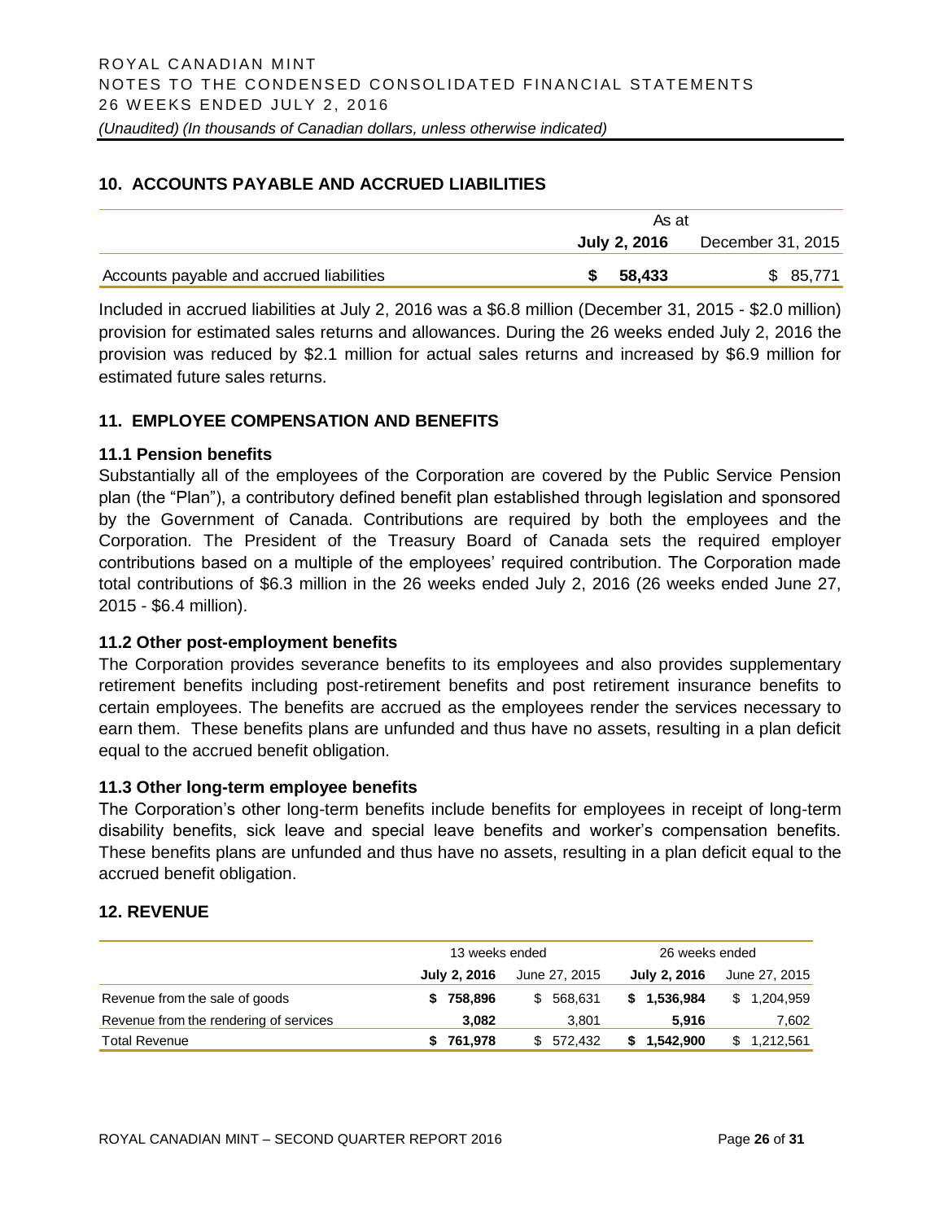## 10. ACCOUNTS PAYABLE AND ACCRUED LIABILITIES

| | As at | |
|---|---|---|
| | **July 2, 2016** | December 31, 2015 |
| Accounts payable and accrued liabilities | **$ 58,433** | $ 85,771 |

Included in accrued liabilities at July 2, 2016 was a $6.8 million (December 31, 2015 - $2.0 million) provision for estimated sales returns and allowances. During the 26 weeks ended July 2, 2016 the provision was reduced by $2.1 million for actual sales returns and increased by $6.9 million for estimated future sales returns.

## 11. EMPLOYEE COMPENSATION AND BENEFITS

### 11.1 Pension benefits

Substantially all of the employees of the Corporation are covered by the Public Service Pension plan (the "Plan"), a contributory defined benefit plan established through legislation and sponsored by the Government of Canada. Contributions are required by both the employees and the Corporation. The President of the Treasury Board of Canada sets the required employer contributions based on a multiple of the employees' required contribution. The Corporation made total contributions of $6.3 million in the 26 weeks ended July 2, 2016 (26 weeks ended June 27, 2015 - $6.4 million).

### 11.2 Other post-employment benefits

The Corporation provides severance benefits to its employees and also provides supplementary retirement benefits including post-retirement benefits and post retirement insurance benefits to certain employees. The benefits are accrued as the employees render the services necessary to earn them. These benefits plans are unfunded and thus have no assets, resulting in a plan deficit equal to the accrued benefit obligation.

### 11.3 Other long-term employee benefits

The Corporation's other long-term benefits include benefits for employees in receipt of long-term disability benefits, sick leave and special leave benefits and worker's compensation benefits. These benefits plans are unfunded and thus have no assets, resulting in a plan deficit equal to the accrued benefit obligation.

## 12. REVENUE

| | 13 weeks ended | | 26 weeks ended | |
|---|---|---|---|---|
| | **July 2, 2016** | June 27, 2015 | **July 2, 2016** | June 27, 2015 |
| Revenue from the sale of goods | **$ 758,896** | $ 568,631 | **$ 1,536,984** | $ 1,204,959 |
| Revenue from the rendering of services | **3,082** | 3,801 | **5,916** | 7,602 |
| Total Revenue | **$ 761,978** | $ 572,432 | **$ 1,542,900** | $ 1,212,561 |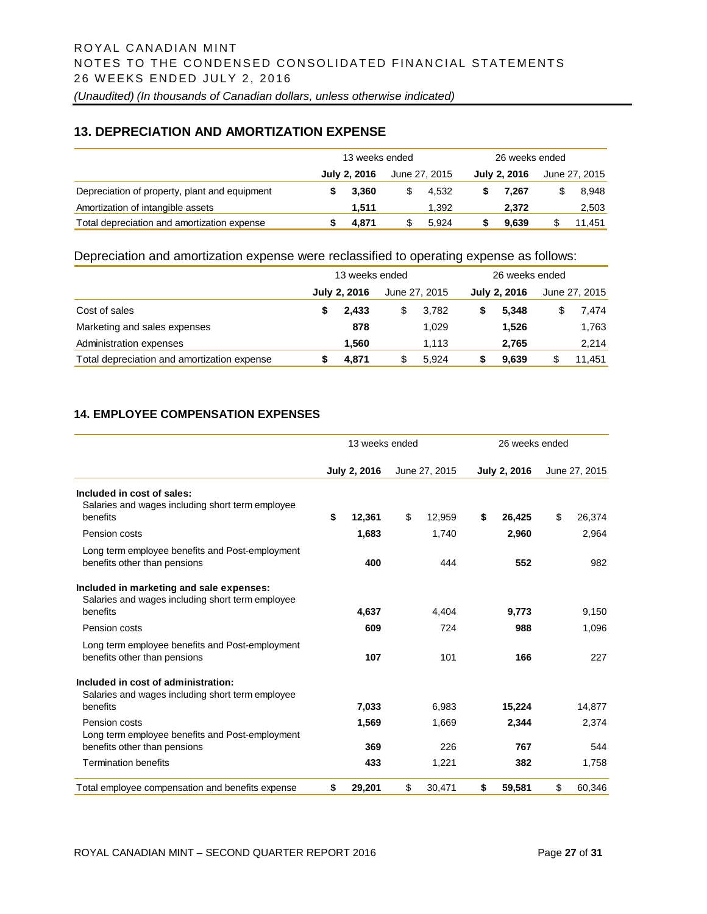## 13. DEPRECIATION AND AMORTIZATION EXPENSE

| | 13 weeks ended | | 26 weeks ended | |
|---|---|---|---|---|
| | **July 2, 2016** | June 27, 2015 | **July 2, 2016** | June 27, 2015 |
| Depreciation of property, plant and equipment | **$ 3,360** | $ 4,532 | **$ 7,267** | $ 8,948 |
| Amortization of intangible assets | **1,511** | 1,392 | **2,372** | 2,503 |
| Total depreciation and amortization expense | **$ 4,871** | $ 5,924 | **$ 9,639** | $ 11,451 |

Depreciation and amortization expense were reclassified to operating expense as follows:

| | 13 weeks ended | | 26 weeks ended | |
|---|---|---|---|---|
| | **July 2, 2016** | June 27, 2015 | **July 2, 2016** | June 27, 2015 |
| Cost of sales | **$ 2,433** | $ 3,782 | **$ 5,348** | $ 7,474 |
| Marketing and sales expenses | **878** | 1,029 | **1,526** | 1,763 |
| Administration expenses | **1,560** | 1,113 | **2,765** | 2,214 |
| Total depreciation and amortization expense | **$ 4,871** | $ 5,924 | **$ 9,639** | $ 11,451 |

## 14. EMPLOYEE COMPENSATION EXPENSES

| | 13 weeks ended | | 26 weeks ended | |
|---|---|---|---|---|
| | **July 2, 2016** | June 27, 2015 | **July 2, 2016** | June 27, 2015 |
| **Included in cost of sales:** | | | | |
| Salaries and wages including short term employee benefits | **$ 12,361** | $ 12,959 | **$ 26,425** | $ 26,374 |
| Pension costs | **1,683** | 1,740 | **2,960** | 2,964 |
| Long term employee benefits and Post-employment benefits other than pensions | **400** | 444 | **552** | 982 |
| **Included in marketing and sale expenses:** | | | | |
| Salaries and wages including short term employee benefits | **4,637** | 4,404 | **9,773** | 9,150 |
| Pension costs | **609** | 724 | **988** | 1,096 |
| Long term employee benefits and Post-employment benefits other than pensions | **107** | 101 | **166** | 227 |
| **Included in cost of administration:** | | | | |
| Salaries and wages including short term employee benefits | **7,033** | 6,983 | **15,224** | 14,877 |
| Pension costs | **1,569** | 1,669 | **2,344** | 2,374 |
| Long term employee benefits and Post-employment benefits other than pensions | **369** | 226 | **767** | 544 |
| Termination benefits | **433** | 1,221 | **382** | 1,758 |
| Total employee compensation and benefits expense | **$ 29,201** | $ 30,471 | **$ 59,581** | $ 60,346 |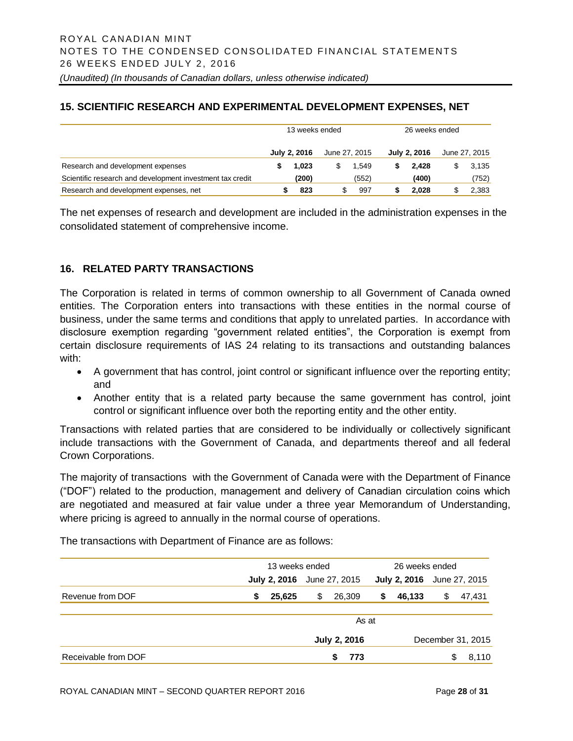## 15. SCIENTIFIC RESEARCH AND EXPERIMENTAL DEVELOPMENT EXPENSES, NET

| | 13 weeks ended | | 26 weeks ended | |
|---|---|---|---|---|
| | **July 2, 2016** | June 27, 2015 | **July 2, 2016** | June 27, 2015 |
| Research and development expenses | **$ 1,023** | $ 1,549 | **$ 2,428** | $ 3,135 |
| Scientific research and development investment tax credit | **(200)** | (552) | **(400)** | (752) |
| Research and development expenses, net | **$ 823** | $ 997 | **$ 2,028** | $ 2,383 |

The net expenses of research and development are included in the administration expenses in the consolidated statement of comprehensive income.

## 16. RELATED PARTY TRANSACTIONS

The Corporation is related in terms of common ownership to all Government of Canada owned entities. The Corporation enters into transactions with these entities in the normal course of business, under the same terms and conditions that apply to unrelated parties. In accordance with disclosure exemption regarding "government related entities", the Corporation is exempt from certain disclosure requirements of IAS 24 relating to its transactions and outstanding balances with:

- A government that has control, joint control or significant influence over the reporting entity; and
- Another entity that is a related party because the same government has control, joint control or significant influence over both the reporting entity and the other entity.

Transactions with related parties that are considered to be individually or collectively significant include transactions with the Government of Canada, and departments thereof and all federal Crown Corporations.

The majority of transactions with the Government of Canada were with the Department of Finance ("DOF") related to the production, management and delivery of Canadian circulation coins which are negotiated and measured at fair value under a three year Memorandum of Understanding, where pricing is agreed to annually in the normal course of operations.

The transactions with Department of Finance are as follows:

| | 13 weeks ended | | 26 weeks ended | |
|---|---|---|---|---|
| | **July 2, 2016** | June 27, 2015 | **July 2, 2016** | June 27, 2015 |
| Revenue from DOF | **$ 25,625** | $ 26,309 | **$ 46,133** | $ 47,431 |

| | As at | |
|---|---|---|
| | **July 2, 2016** | December 31, 2015 |
| Receivable from DOF | **$ 773** | $ 8,110 |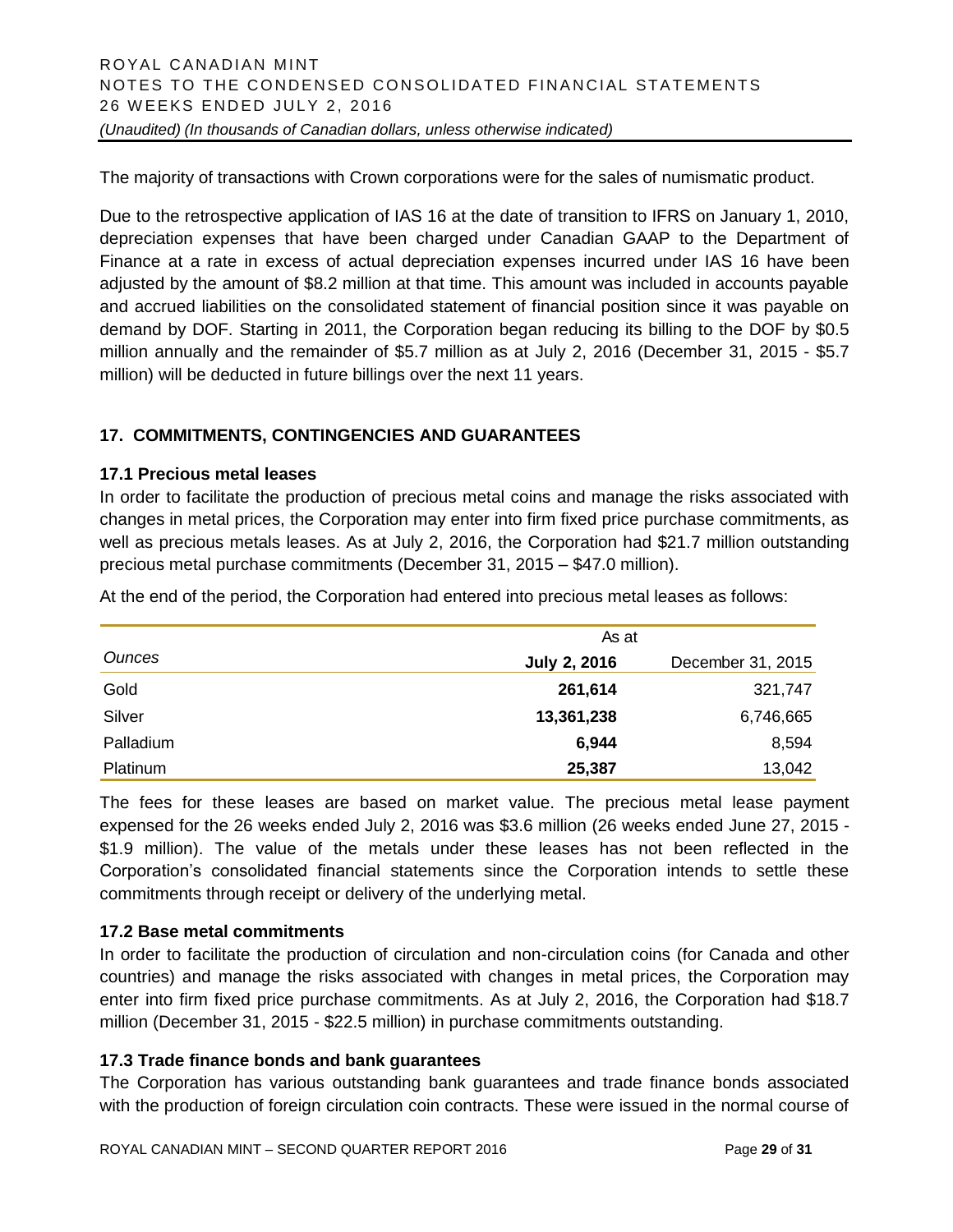The majority of transactions with Crown corporations were for the sales of numismatic product.

Due to the retrospective application of IAS 16 at the date of transition to IFRS on January 1, 2010, depreciation expenses that have been charged under Canadian GAAP to the Department of Finance at a rate in excess of actual depreciation expenses incurred under IAS 16 have been adjusted by the amount of $8.2 million at that time. This amount was included in accounts payable and accrued liabilities on the consolidated statement of financial position since it was payable on demand by DOF. Starting in 2011, the Corporation began reducing its billing to the DOF by $0.5 million annually and the remainder of $5.7 million as at July 2, 2016 (December 31, 2015 - $5.7 million) will be deducted in future billings over the next 11 years.

## 17. COMMITMENTS, CONTINGENCIES AND GUARANTEES

### 17.1 Precious metal leases

In order to facilitate the production of precious metal coins and manage the risks associated with changes in metal prices, the Corporation may enter into firm fixed price purchase commitments, as well as precious metals leases. As at July 2, 2016, the Corporation had $21.7 million outstanding precious metal purchase commitments (December 31, 2015 – $47.0 million).

At the end of the period, the Corporation had entered into precious metal leases as follows:

| | As at | |
|---|---|---|
| *Ounces* | **July 2, 2016** | December 31, 2015 |
| Gold | **261,614** | 321,747 |
| Silver | **13,361,238** | 6,746,665 |
| Palladium | **6,944** | 8,594 |
| Platinum | **25,387** | 13,042 |

The fees for these leases are based on market value. The precious metal lease payment expensed for the 26 weeks ended July 2, 2016 was $3.6 million (26 weeks ended June 27, 2015 - $1.9 million). The value of the metals under these leases has not been reflected in the Corporation's consolidated financial statements since the Corporation intends to settle these commitments through receipt or delivery of the underlying metal.

### 17.2 Base metal commitments

In order to facilitate the production of circulation and non-circulation coins (for Canada and other countries) and manage the risks associated with changes in metal prices, the Corporation may enter into firm fixed price purchase commitments. As at July 2, 2016, the Corporation had $18.7 million (December 31, 2015 - $22.5 million) in purchase commitments outstanding.

### 17.3 Trade finance bonds and bank guarantees

The Corporation has various outstanding bank guarantees and trade finance bonds associated with the production of foreign circulation coin contracts. These were issued in the normal course of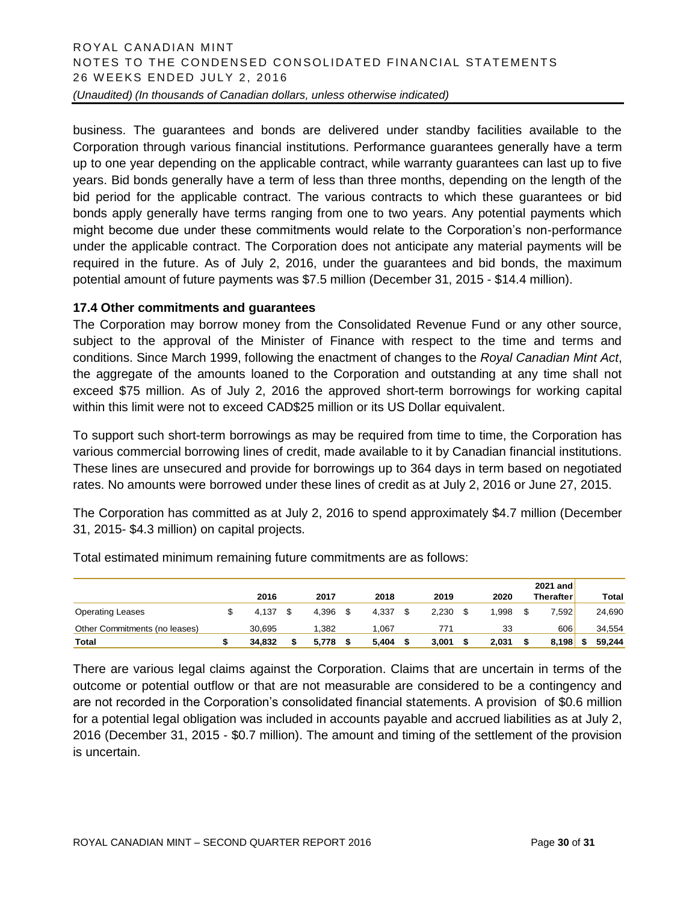business. The guarantees and bonds are delivered under standby facilities available to the Corporation through various financial institutions. Performance guarantees generally have a term up to one year depending on the applicable contract, while warranty guarantees can last up to five years. Bid bonds generally have a term of less than three months, depending on the length of the bid period for the applicable contract. The various contracts to which these guarantees or bid bonds apply generally have terms ranging from one to two years. Any potential payments which might become due under these commitments would relate to the Corporation's non-performance under the applicable contract. The Corporation does not anticipate any material payments will be required in the future. As of July 2, 2016, under the guarantees and bid bonds, the maximum potential amount of future payments was $7.5 million (December 31, 2015 - $14.4 million).

### 17.4 Other commitments and guarantees

The Corporation may borrow money from the Consolidated Revenue Fund or any other source, subject to the approval of the Minister of Finance with respect to the time and terms and conditions. Since March 1999, following the enactment of changes to the *Royal Canadian Mint Act*, the aggregate of the amounts loaned to the Corporation and outstanding at any time shall not exceed $75 million. As of July 2, 2016 the approved short-term borrowings for working capital within this limit were not to exceed CAD$25 million or its US Dollar equivalent.

To support such short-term borrowings as may be required from time to time, the Corporation has various commercial borrowing lines of credit, made available to it by Canadian financial institutions. These lines are unsecured and provide for borrowings up to 364 days in term based on negotiated rates. No amounts were borrowed under these lines of credit as at July 2, 2016 or June 27, 2015.

The Corporation has committed as at July 2, 2016 to spend approximately $4.7 million (December 31, 2015- $4.3 million) on capital projects.

Total estimated minimum remaining future commitments are as follows:

| | 2016 | 2017 | 2018 | 2019 | 2020 | 2021 and Therafter | Total |
|---|---|---|---|---|---|---|---|
| Operating Leases | $ 4,137 | $ 4,396 | $ 4,337 | $ 2,230 | $ 1,998 | $ 7,592 | 24,690 |
| Other Commitments (no leases) | 30,695 | 1,382 | 1,067 | 771 | 33 | 606 | 34,554 |
| **Total** | **$ 34,832** | **$ 5,778** | **$ 5,404** | **$ 3,001** | **$ 2,031** | **$ 8,198** | **$ 59,244** |

There are various legal claims against the Corporation. Claims that are uncertain in terms of the outcome or potential outflow or that are not measurable are considered to be a contingency and are not recorded in the Corporation's consolidated financial statements. A provision of $0.6 million for a potential legal obligation was included in accounts payable and accrued liabilities as at July 2, 2016 (December 31, 2015 - $0.7 million). The amount and timing of the settlement of the provision is uncertain.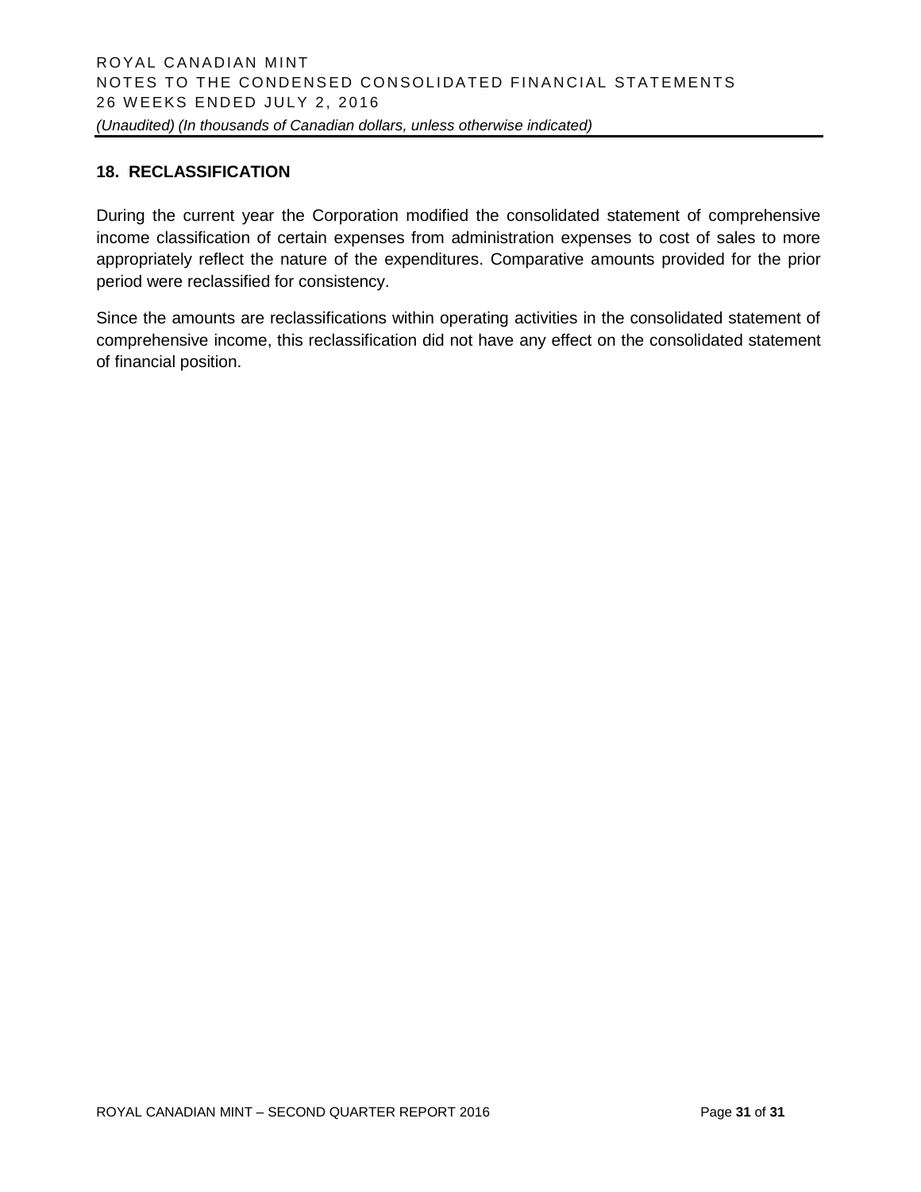## 18. RECLASSIFICATION

During the current year the Corporation modified the consolidated statement of comprehensive income classification of certain expenses from administration expenses to cost of sales to more appropriately reflect the nature of the expenditures. Comparative amounts provided for the prior period were reclassified for consistency.

Since the amounts are reclassifications within operating activities in the consolidated statement of comprehensive income, this reclassification did not have any effect on the consolidated statement of financial position.